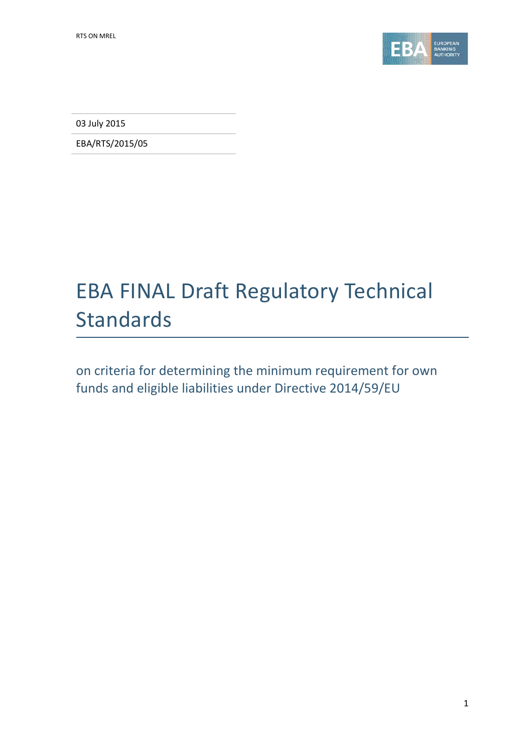03 July 2015

EBA/RTS/2015/05

# EBA FINAL Draft Regulatory Technical Standards

## on criteria for determining the minimum requirement for own funds and eligible liabilities under Directive 2014/59/EU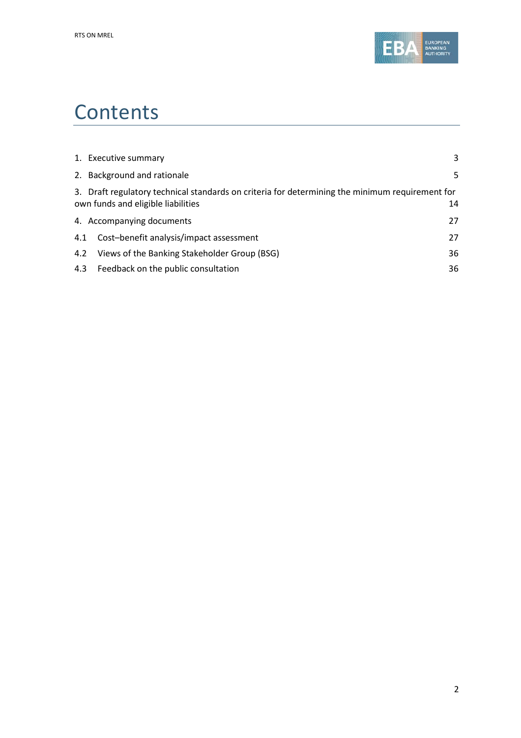# Contents

1. Executive summary 3
2. Background and rationale 5
3. Draft regulatory technical standards on criteria for determining the minimum requirement for own funds and eligible liabilities 14
4. Accompanying documents 27

4.1 Cost–benefit analysis/impact assessment 27

4.2 Views of the Banking Stakeholder Group (BSG) 36

4.3 Feedback on the public consultation 36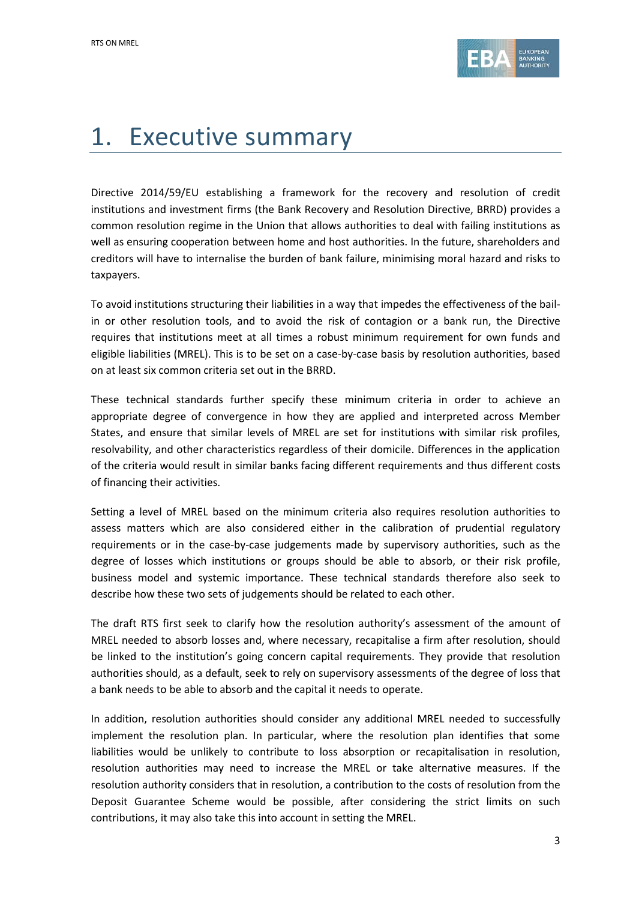# 1. Executive summary

Directive 2014/59/EU establishing a framework for the recovery and resolution of credit institutions and investment firms (the Bank Recovery and Resolution Directive, BRRD) provides a common resolution regime in the Union that allows authorities to deal with failing institutions as well as ensuring cooperation between home and host authorities. In the future, shareholders and creditors will have to internalise the burden of bank failure, minimising moral hazard and risks to taxpayers.

To avoid institutions structuring their liabilities in a way that impedes the effectiveness of the bail-in or other resolution tools, and to avoid the risk of contagion or a bank run, the Directive requires that institutions meet at all times a robust minimum requirement for own funds and eligible liabilities (MREL). This is to be set on a case-by-case basis by resolution authorities, based on at least six common criteria set out in the BRRD.

These technical standards further specify these minimum criteria in order to achieve an appropriate degree of convergence in how they are applied and interpreted across Member States, and ensure that similar levels of MREL are set for institutions with similar risk profiles, resolvability, and other characteristics regardless of their domicile. Differences in the application of the criteria would result in similar banks facing different requirements and thus different costs of financing their activities.

Setting a level of MREL based on the minimum criteria also requires resolution authorities to assess matters which are also considered either in the calibration of prudential regulatory requirements or in the case-by-case judgements made by supervisory authorities, such as the degree of losses which institutions or groups should be able to absorb, or their risk profile, business model and systemic importance. These technical standards therefore also seek to describe how these two sets of judgements should be related to each other.

The draft RTS first seek to clarify how the resolution authority's assessment of the amount of MREL needed to absorb losses and, where necessary, recapitalise a firm after resolution, should be linked to the institution's going concern capital requirements. They provide that resolution authorities should, as a default, seek to rely on supervisory assessments of the degree of loss that a bank needs to be able to absorb and the capital it needs to operate.

In addition, resolution authorities should consider any additional MREL needed to successfully implement the resolution plan. In particular, where the resolution plan identifies that some liabilities would be unlikely to contribute to loss absorption or recapitalisation in resolution, resolution authorities may need to increase the MREL or take alternative measures. If the resolution authority considers that in resolution, a contribution to the costs of resolution from the Deposit Guarantee Scheme would be possible, after considering the strict limits on such contributions, it may also take this into account in setting the MREL.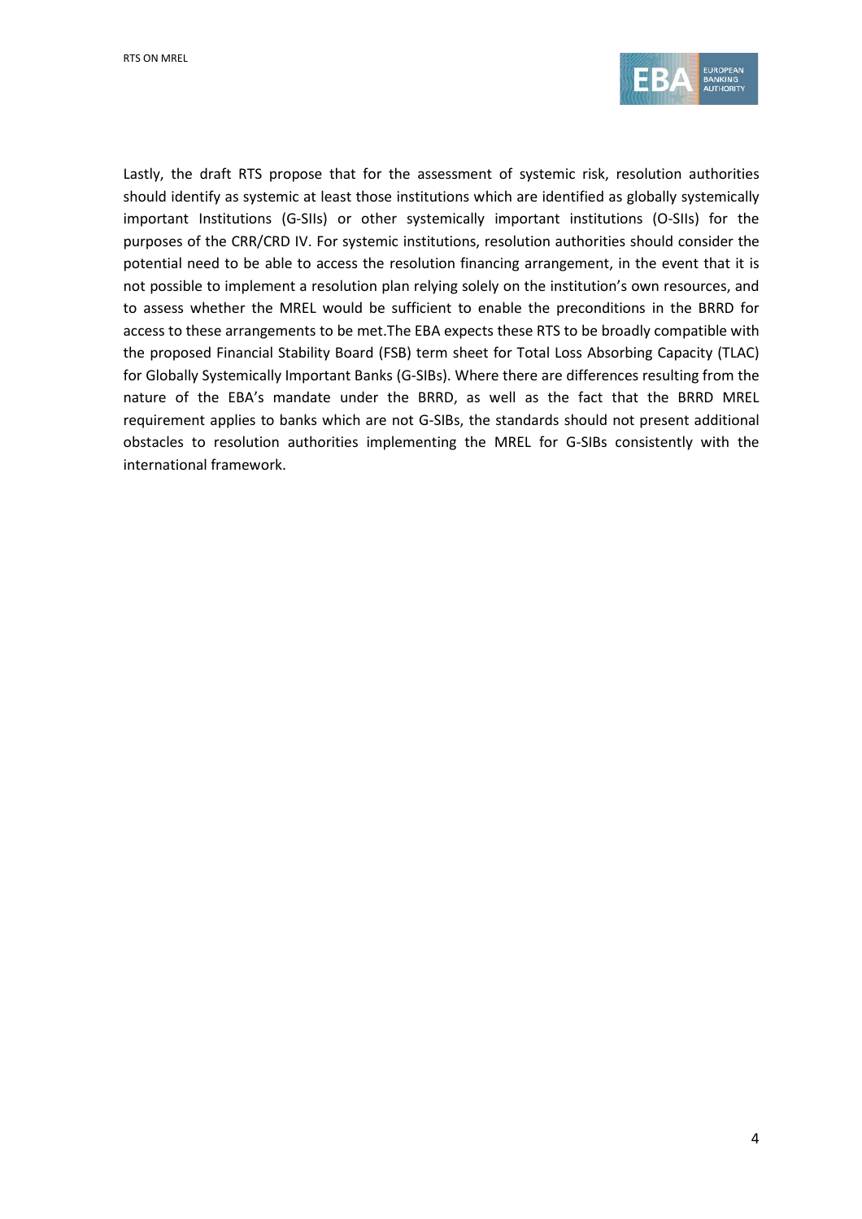Lastly, the draft RTS propose that for the assessment of systemic risk, resolution authorities should identify as systemic at least those institutions which are identified as globally systemically important Institutions (G-SIIs) or other systemically important institutions (O-SIIs) for the purposes of the CRR/CRD IV. For systemic institutions, resolution authorities should consider the potential need to be able to access the resolution financing arrangement, in the event that it is not possible to implement a resolution plan relying solely on the institution's own resources, and to assess whether the MREL would be sufficient to enable the preconditions in the BRRD for access to these arrangements to be met.The EBA expects these RTS to be broadly compatible with the proposed Financial Stability Board (FSB) term sheet for Total Loss Absorbing Capacity (TLAC) for Globally Systemically Important Banks (G-SIBs). Where there are differences resulting from the nature of the EBA's mandate under the BRRD, as well as the fact that the BRRD MREL requirement applies to banks which are not G-SIBs, the standards should not present additional obstacles to resolution authorities implementing the MREL for G-SIBs consistently with the international framework.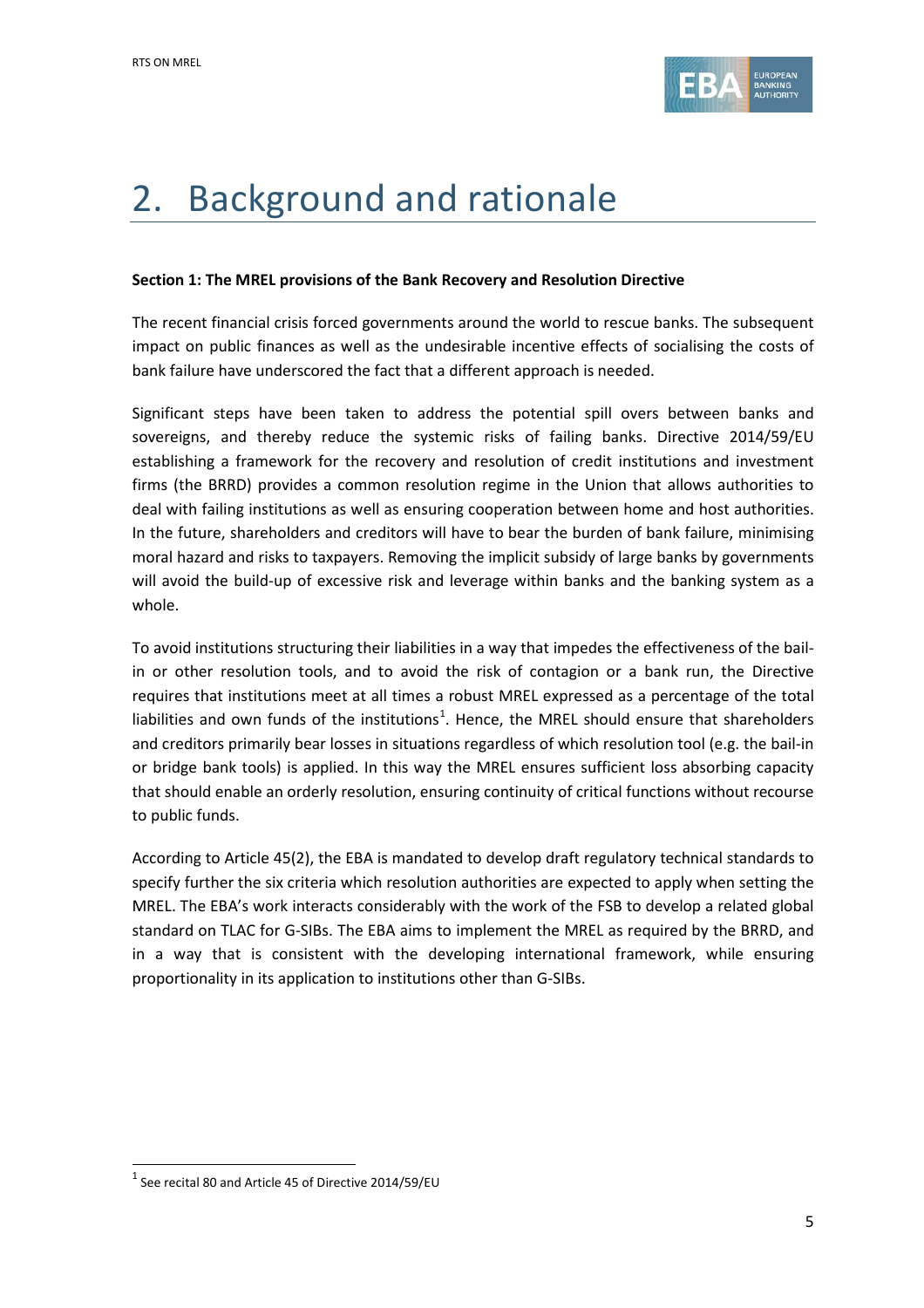# 2. Background and rationale

**Section 1: The MREL provisions of the Bank Recovery and Resolution Directive**

The recent financial crisis forced governments around the world to rescue banks. The subsequent impact on public finances as well as the undesirable incentive effects of socialising the costs of bank failure have underscored the fact that a different approach is needed.

Significant steps have been taken to address the potential spill overs between banks and sovereigns, and thereby reduce the systemic risks of failing banks. Directive 2014/59/EU establishing a framework for the recovery and resolution of credit institutions and investment firms (the BRRD) provides a common resolution regime in the Union that allows authorities to deal with failing institutions as well as ensuring cooperation between home and host authorities. In the future, shareholders and creditors will have to bear the burden of bank failure, minimising moral hazard and risks to taxpayers. Removing the implicit subsidy of large banks by governments will avoid the build-up of excessive risk and leverage within banks and the banking system as a whole.

To avoid institutions structuring their liabilities in a way that impedes the effectiveness of the bail-in or other resolution tools, and to avoid the risk of contagion or a bank run, the Directive requires that institutions meet at all times a robust MREL expressed as a percentage of the total liabilities and own funds of the institutions[1]. Hence, the MREL should ensure that shareholders and creditors primarily bear losses in situations regardless of which resolution tool (e.g. the bail-in or bridge bank tools) is applied. In this way the MREL ensures sufficient loss absorbing capacity that should enable an orderly resolution, ensuring continuity of critical functions without recourse to public funds.

According to Article 45(2), the EBA is mandated to develop draft regulatory technical standards to specify further the six criteria which resolution authorities are expected to apply when setting the MREL. The EBA's work interacts considerably with the work of the FSB to develop a related global standard on TLAC for G-SIBs. The EBA aims to implement the MREL as required by the BRRD, and in a way that is consistent with the developing international framework, while ensuring proportionality in its application to institutions other than G-SIBs.

[1] See recital 80 and Article 45 of Directive 2014/59/EU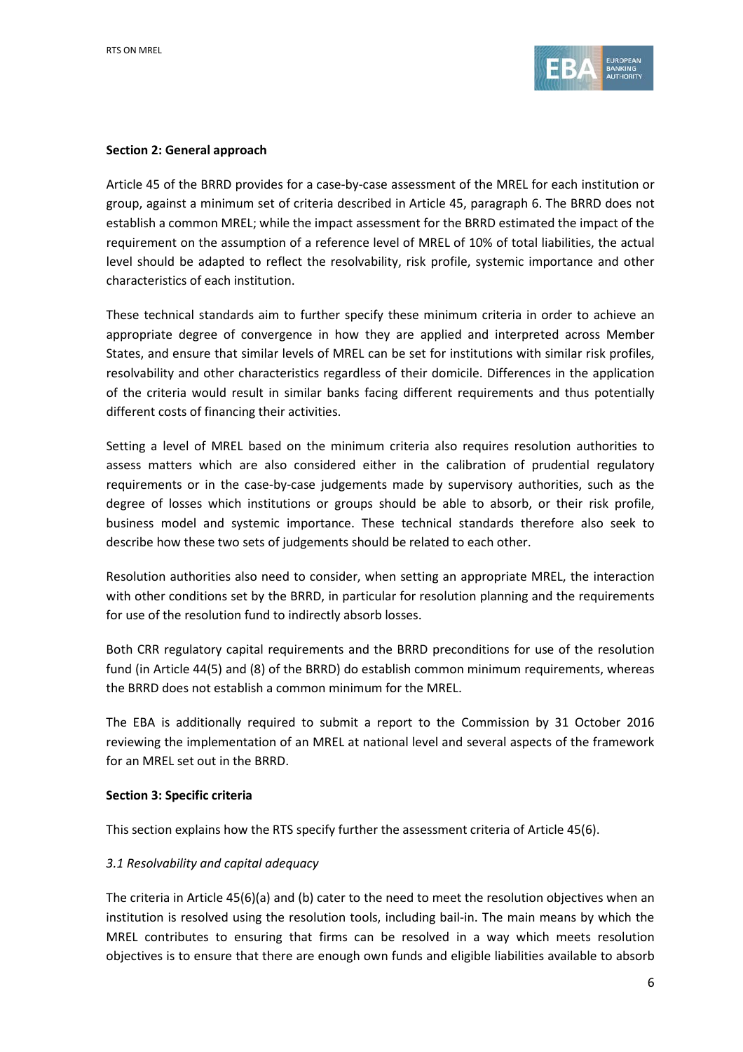**Section 2: General approach**

Article 45 of the BRRD provides for a case-by-case assessment of the MREL for each institution or group, against a minimum set of criteria described in Article 45, paragraph 6. The BRRD does not establish a common MREL; while the impact assessment for the BRRD estimated the impact of the requirement on the assumption of a reference level of MREL of 10% of total liabilities, the actual level should be adapted to reflect the resolvability, risk profile, systemic importance and other characteristics of each institution.

These technical standards aim to further specify these minimum criteria in order to achieve an appropriate degree of convergence in how they are applied and interpreted across Member States, and ensure that similar levels of MREL can be set for institutions with similar risk profiles, resolvability and other characteristics regardless of their domicile. Differences in the application of the criteria would result in similar banks facing different requirements and thus potentially different costs of financing their activities.

Setting a level of MREL based on the minimum criteria also requires resolution authorities to assess matters which are also considered either in the calibration of prudential regulatory requirements or in the case-by-case judgements made by supervisory authorities, such as the degree of losses which institutions or groups should be able to absorb, or their risk profile, business model and systemic importance. These technical standards therefore also seek to describe how these two sets of judgements should be related to each other.

Resolution authorities also need to consider, when setting an appropriate MREL, the interaction with other conditions set by the BRRD, in particular for resolution planning and the requirements for use of the resolution fund to indirectly absorb losses.

Both CRR regulatory capital requirements and the BRRD preconditions for use of the resolution fund (in Article 44(5) and (8) of the BRRD) do establish common minimum requirements, whereas the BRRD does not establish a common minimum for the MREL.

The EBA is additionally required to submit a report to the Commission by 31 October 2016 reviewing the implementation of an MREL at national level and several aspects of the framework for an MREL set out in the BRRD.

**Section 3: Specific criteria**

This section explains how the RTS specify further the assessment criteria of Article 45(6).

*3.1 Resolvability and capital adequacy*

The criteria in Article 45(6)(a) and (b) cater to the need to meet the resolution objectives when an institution is resolved using the resolution tools, including bail-in. The main means by which the MREL contributes to ensuring that firms can be resolved in a way which meets resolution objectives is to ensure that there are enough own funds and eligible liabilities available to absorb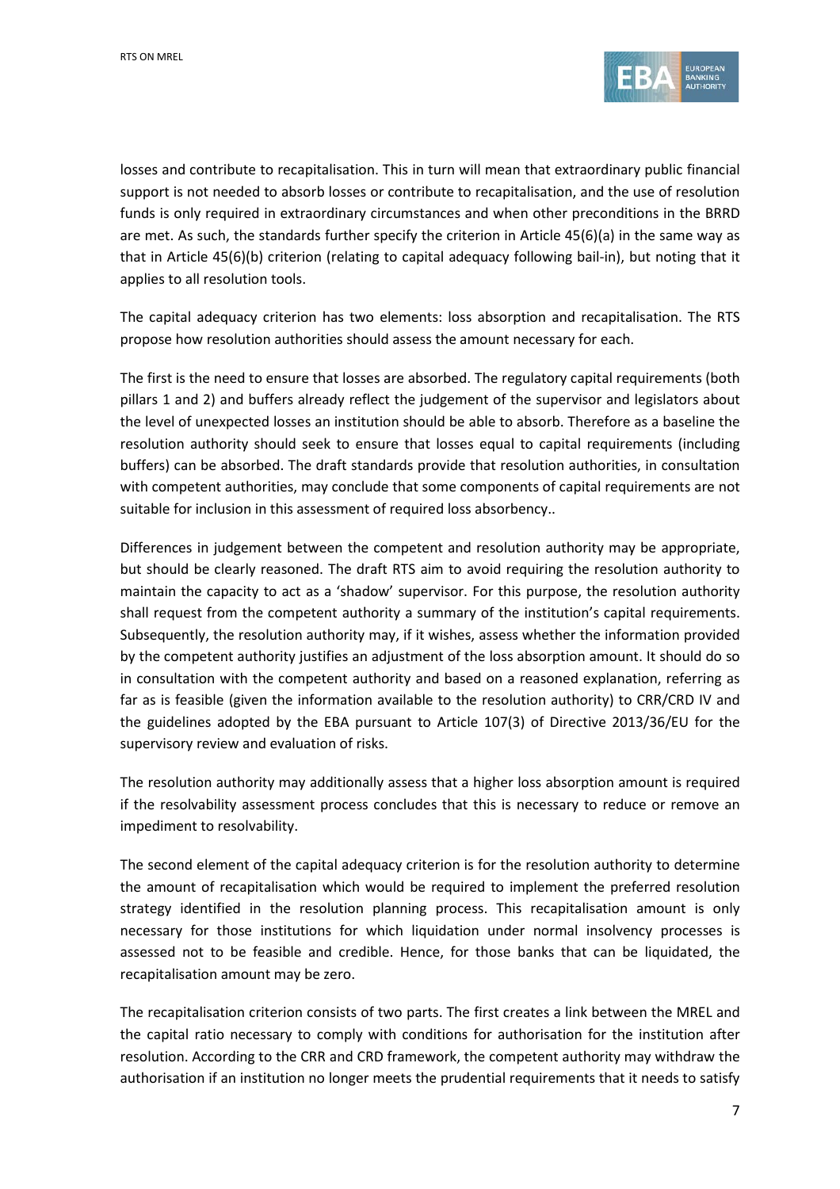losses and contribute to recapitalisation. This in turn will mean that extraordinary public financial support is not needed to absorb losses or contribute to recapitalisation, and the use of resolution funds is only required in extraordinary circumstances and when other preconditions in the BRRD are met. As such, the standards further specify the criterion in Article 45(6)(a) in the same way as that in Article 45(6)(b) criterion (relating to capital adequacy following bail-in), but noting that it applies to all resolution tools.

The capital adequacy criterion has two elements: loss absorption and recapitalisation. The RTS propose how resolution authorities should assess the amount necessary for each.

The first is the need to ensure that losses are absorbed. The regulatory capital requirements (both pillars 1 and 2) and buffers already reflect the judgement of the supervisor and legislators about the level of unexpected losses an institution should be able to absorb. Therefore as a baseline the resolution authority should seek to ensure that losses equal to capital requirements (including buffers) can be absorbed. The draft standards provide that resolution authorities, in consultation with competent authorities, may conclude that some components of capital requirements are not suitable for inclusion in this assessment of required loss absorbency..

Differences in judgement between the competent and resolution authority may be appropriate, but should be clearly reasoned. The draft RTS aim to avoid requiring the resolution authority to maintain the capacity to act as a 'shadow' supervisor. For this purpose, the resolution authority shall request from the competent authority a summary of the institution's capital requirements. Subsequently, the resolution authority may, if it wishes, assess whether the information provided by the competent authority justifies an adjustment of the loss absorption amount. It should do so in consultation with the competent authority and based on a reasoned explanation, referring as far as is feasible (given the information available to the resolution authority) to CRR/CRD IV and the guidelines adopted by the EBA pursuant to Article 107(3) of Directive 2013/36/EU for the supervisory review and evaluation of risks.

The resolution authority may additionally assess that a higher loss absorption amount is required if the resolvability assessment process concludes that this is necessary to reduce or remove an impediment to resolvability.

The second element of the capital adequacy criterion is for the resolution authority to determine the amount of recapitalisation which would be required to implement the preferred resolution strategy identified in the resolution planning process. This recapitalisation amount is only necessary for those institutions for which liquidation under normal insolvency processes is assessed not to be feasible and credible. Hence, for those banks that can be liquidated, the recapitalisation amount may be zero.

The recapitalisation criterion consists of two parts. The first creates a link between the MREL and the capital ratio necessary to comply with conditions for authorisation for the institution after resolution. According to the CRR and CRD framework, the competent authority may withdraw the authorisation if an institution no longer meets the prudential requirements that it needs to satisfy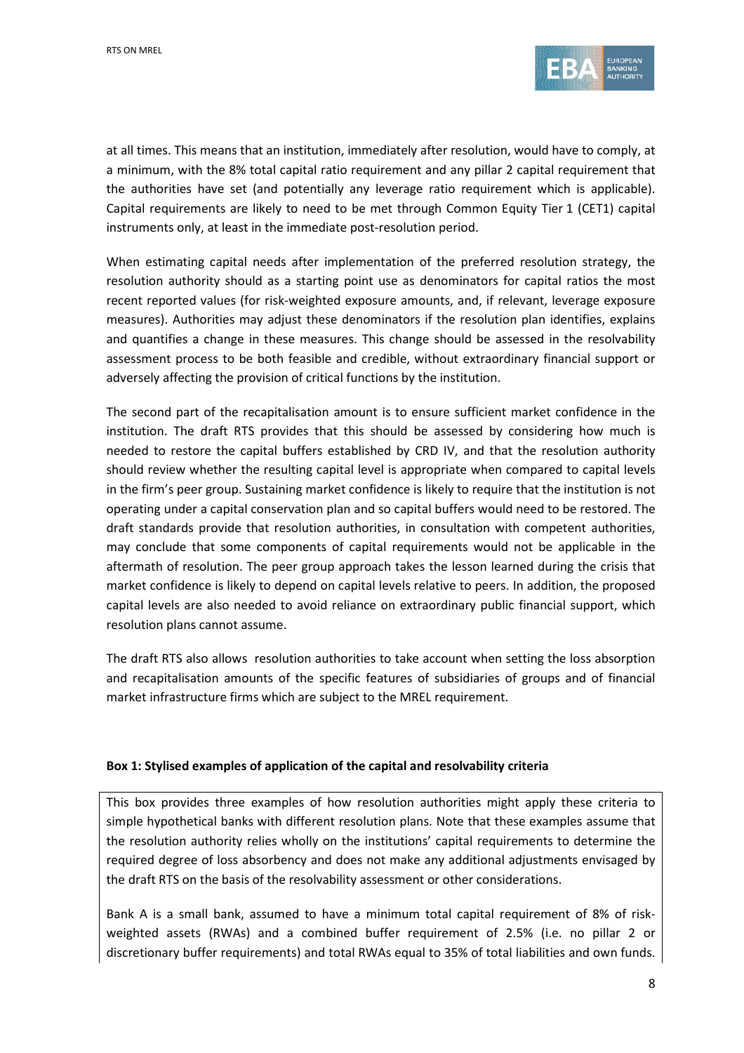at all times. This means that an institution, immediately after resolution, would have to comply, at a minimum, with the 8% total capital ratio requirement and any pillar 2 capital requirement that the authorities have set (and potentially any leverage ratio requirement which is applicable). Capital requirements are likely to need to be met through Common Equity Tier 1 (CET1) capital instruments only, at least in the immediate post-resolution period.

When estimating capital needs after implementation of the preferred resolution strategy, the resolution authority should as a starting point use as denominators for capital ratios the most recent reported values (for risk-weighted exposure amounts, and, if relevant, leverage exposure measures). Authorities may adjust these denominators if the resolution plan identifies, explains and quantifies a change in these measures. This change should be assessed in the resolvability assessment process to be both feasible and credible, without extraordinary financial support or adversely affecting the provision of critical functions by the institution.

The second part of the recapitalisation amount is to ensure sufficient market confidence in the institution. The draft RTS provides that this should be assessed by considering how much is needed to restore the capital buffers established by CRD IV, and that the resolution authority should review whether the resulting capital level is appropriate when compared to capital levels in the firm's peer group. Sustaining market confidence is likely to require that the institution is not operating under a capital conservation plan and so capital buffers would need to be restored. The draft standards provide that resolution authorities, in consultation with competent authorities, may conclude that some components of capital requirements would not be applicable in the aftermath of resolution. The peer group approach takes the lesson learned during the crisis that market confidence is likely to depend on capital levels relative to peers. In addition, the proposed capital levels are also needed to avoid reliance on extraordinary public financial support, which resolution plans cannot assume.

The draft RTS also allows resolution authorities to take account when setting the loss absorption and recapitalisation amounts of the specific features of subsidiaries of groups and of financial market infrastructure firms which are subject to the MREL requirement.

**Box 1: Stylised examples of application of the capital and resolvability criteria**

This box provides three examples of how resolution authorities might apply these criteria to simple hypothetical banks with different resolution plans. Note that these examples assume that the resolution authority relies wholly on the institutions' capital requirements to determine the required degree of loss absorbency and does not make any additional adjustments envisaged by the draft RTS on the basis of the resolvability assessment or other considerations.

Bank A is a small bank, assumed to have a minimum total capital requirement of 8% of risk-weighted assets (RWAs) and a combined buffer requirement of 2.5% (i.e. no pillar 2 or discretionary buffer requirements) and total RWAs equal to 35% of total liabilities and own funds.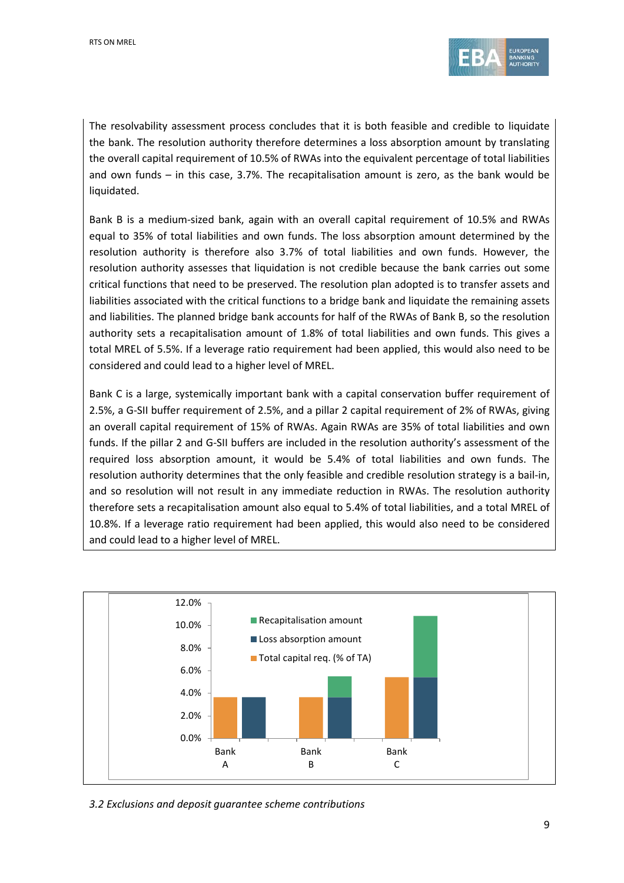The resolvability assessment process concludes that it is both feasible and credible to liquidate the bank. The resolution authority therefore determines a loss absorption amount by translating the overall capital requirement of 10.5% of RWAs into the equivalent percentage of total liabilities and own funds – in this case, 3.7%. The recapitalisation amount is zero, as the bank would be liquidated.

Bank B is a medium-sized bank, again with an overall capital requirement of 10.5% and RWAs equal to 35% of total liabilities and own funds. The loss absorption amount determined by the resolution authority is therefore also 3.7% of total liabilities and own funds. However, the resolution authority assesses that liquidation is not credible because the bank carries out some critical functions that need to be preserved. The resolution plan adopted is to transfer assets and liabilities associated with the critical functions to a bridge bank and liquidate the remaining assets and liabilities. The planned bridge bank accounts for half of the RWAs of Bank B, so the resolution authority sets a recapitalisation amount of 1.8% of total liabilities and own funds. This gives a total MREL of 5.5%. If a leverage ratio requirement had been applied, this would also need to be considered and could lead to a higher level of MREL.

Bank C is a large, systemically important bank with a capital conservation buffer requirement of 2.5%, a G-SII buffer requirement of 2.5%, and a pillar 2 capital requirement of 2% of RWAs, giving an overall capital requirement of 15% of RWAs. Again RWAs are 35% of total liabilities and own funds. If the pillar 2 and G-SII buffers are included in the resolution authority's assessment of the required loss absorption amount, it would be 5.4% of total liabilities and own funds. The resolution authority determines that the only feasible and credible resolution strategy is a bail-in, and so resolution will not result in any immediate reduction in RWAs. The resolution authority therefore sets a recapitalisation amount also equal to 5.4% of total liabilities, and a total MREL of 10.8%. If a leverage ratio requirement had been applied, this would also need to be considered and could lead to a higher level of MREL.

| | Total capital req. (% of TA) | Loss absorption amount | Recapitalisation amount |
|---|---|---|---|
| Bank A | 3.7% | 3.7% | 0.0% |
| Bank B | 3.7% | 3.7% | 1.8% |
| Bank C | 5.4% | 5.4% | 5.4% |

*3.2 Exclusions and deposit guarantee scheme contributions*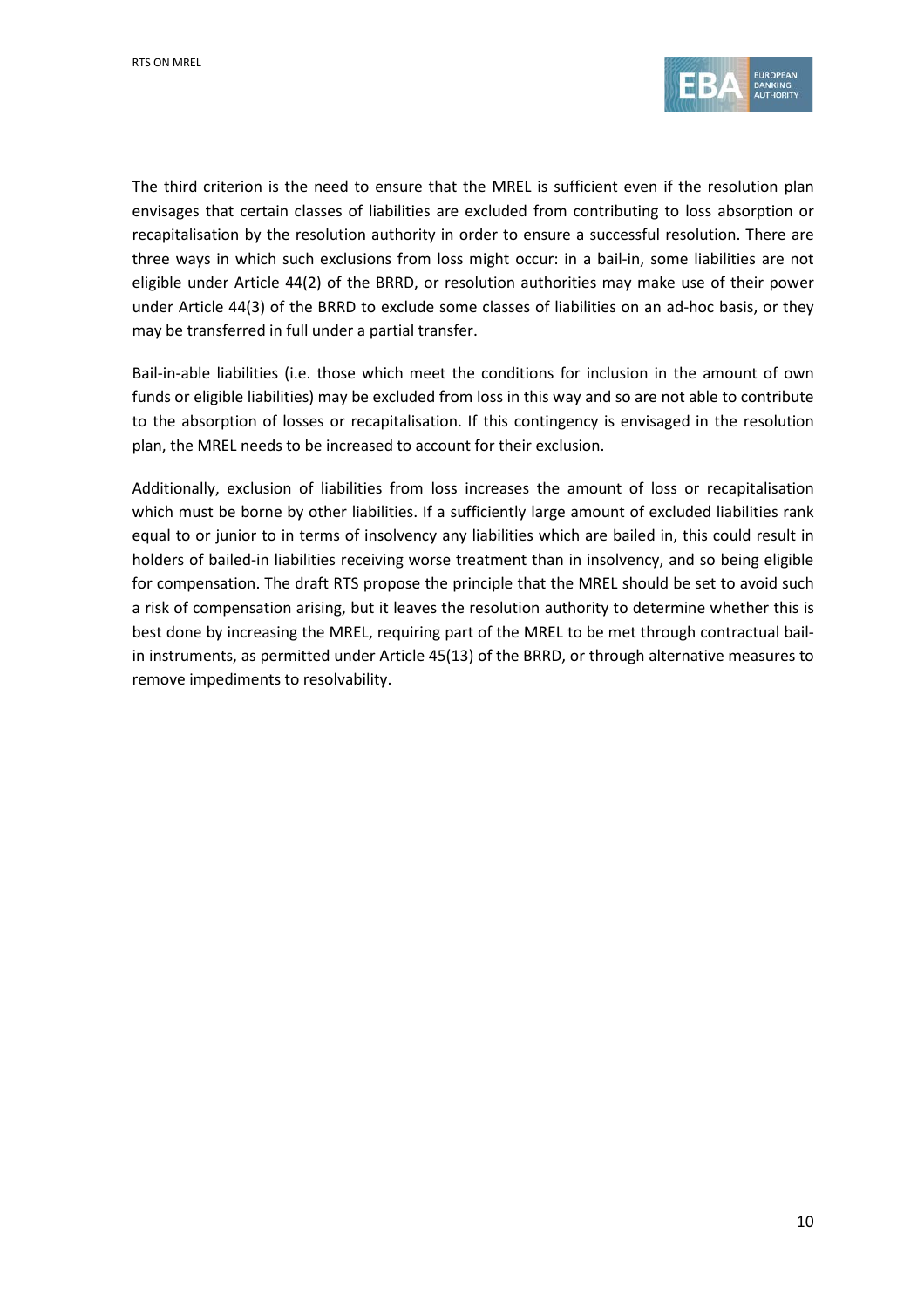The third criterion is the need to ensure that the MREL is sufficient even if the resolution plan envisages that certain classes of liabilities are excluded from contributing to loss absorption or recapitalisation by the resolution authority in order to ensure a successful resolution. There are three ways in which such exclusions from loss might occur: in a bail-in, some liabilities are not eligible under Article 44(2) of the BRRD, or resolution authorities may make use of their power under Article 44(3) of the BRRD to exclude some classes of liabilities on an ad-hoc basis, or they may be transferred in full under a partial transfer.

Bail-in-able liabilities (i.e. those which meet the conditions for inclusion in the amount of own funds or eligible liabilities) may be excluded from loss in this way and so are not able to contribute to the absorption of losses or recapitalisation. If this contingency is envisaged in the resolution plan, the MREL needs to be increased to account for their exclusion.

Additionally, exclusion of liabilities from loss increases the amount of loss or recapitalisation which must be borne by other liabilities. If a sufficiently large amount of excluded liabilities rank equal to or junior to in terms of insolvency any liabilities which are bailed in, this could result in holders of bailed-in liabilities receiving worse treatment than in insolvency, and so being eligible for compensation. The draft RTS propose the principle that the MREL should be set to avoid such a risk of compensation arising, but it leaves the resolution authority to determine whether this is best done by increasing the MREL, requiring part of the MREL to be met through contractual bail-in instruments, as permitted under Article 45(13) of the BRRD, or through alternative measures to remove impediments to resolvability.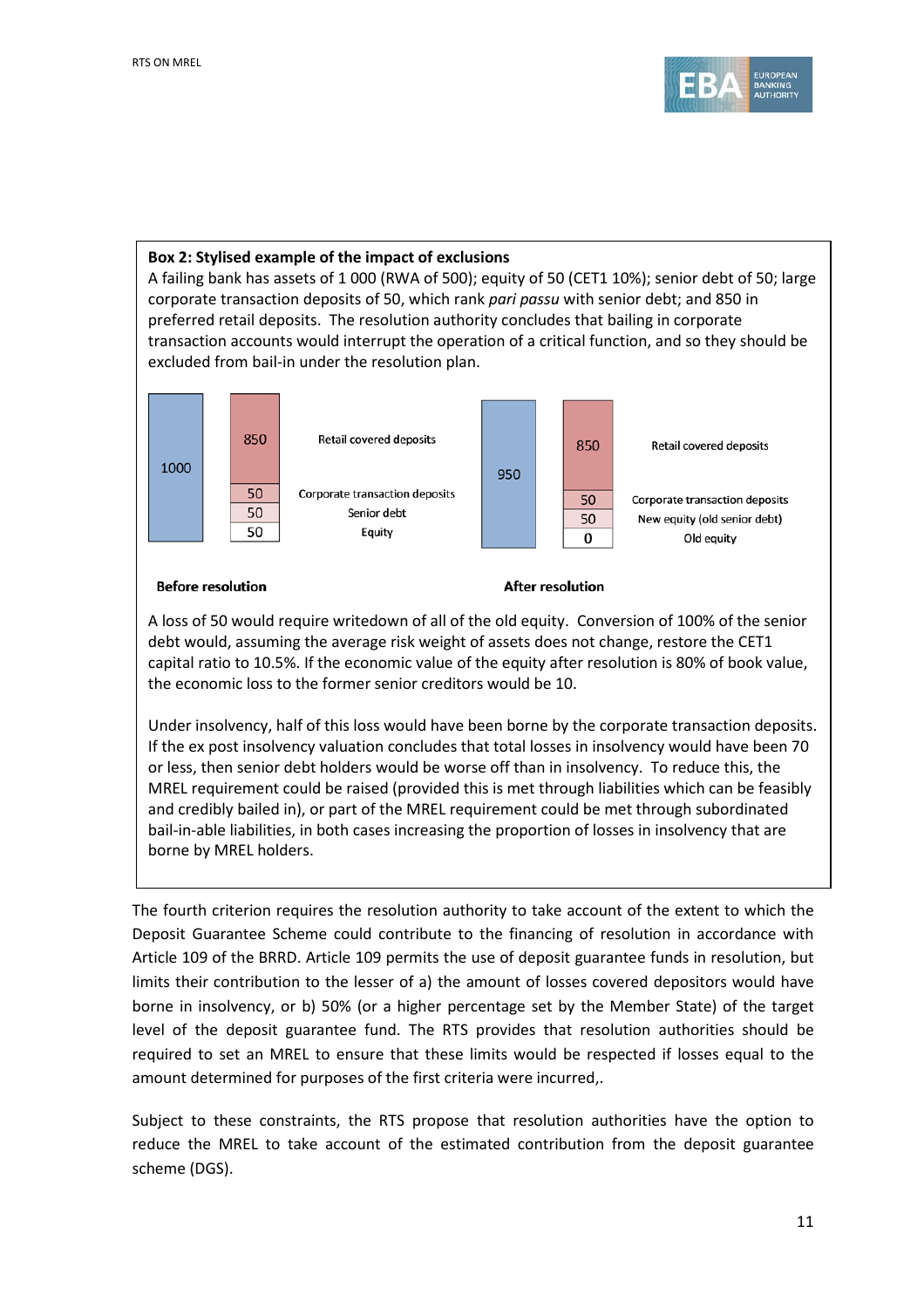**Box 2: Stylised example of the impact of exclusions**

A failing bank has assets of 1 000 (RWA of 500); equity of 50 (CET1 10%); senior debt of 50; large corporate transaction deposits of 50, which rank *pari passu* with senior debt; and 850 in preferred retail deposits. The resolution authority concludes that bailing in corporate transaction accounts would interrupt the operation of a critical function, and so they should be excluded from bail-in under the resolution plan.

**Before resolution**

| Assets | Liabilities | |
|---|---|---|
| 1000 | 850 | Retail covered deposits |
| | 50 | Corporate transaction deposits |
| | 50 | Senior debt |
| | 50 | Equity |

**After resolution**

| Assets | Liabilities | |
|---|---|---|
| 950 | 850 | Retail covered deposits |
| | 50 | Corporate transaction deposits |
| | 50 | New equity (old senior debt) |
| | 0 | Old equity |

A loss of 50 would require writedown of all of the old equity. Conversion of 100% of the senior debt would, assuming the average risk weight of assets does not change, restore the CET1 capital ratio to 10.5%. If the economic value of the equity after resolution is 80% of book value, the economic loss to the former senior creditors would be 10.

Under insolvency, half of this loss would have been borne by the corporate transaction deposits. If the ex post insolvency valuation concludes that total losses in insolvency would have been 70 or less, then senior debt holders would be worse off than in insolvency. To reduce this, the MREL requirement could be raised (provided this is met through liabilities which can be feasibly and credibly bailed in), or part of the MREL requirement could be met through subordinated bail-in-able liabilities, in both cases increasing the proportion of losses in insolvency that are borne by MREL holders.

The fourth criterion requires the resolution authority to take account of the extent to which the Deposit Guarantee Scheme could contribute to the financing of resolution in accordance with Article 109 of the BRRD. Article 109 permits the use of deposit guarantee funds in resolution, but limits their contribution to the lesser of a) the amount of losses covered depositors would have borne in insolvency, or b) 50% (or a higher percentage set by the Member State) of the target level of the deposit guarantee fund. The RTS provides that resolution authorities should be required to set an MREL to ensure that these limits would be respected if losses equal to the amount determined for purposes of the first criteria were incurred,.

Subject to these constraints, the RTS propose that resolution authorities have the option to reduce the MREL to take account of the estimated contribution from the deposit guarantee scheme (DGS).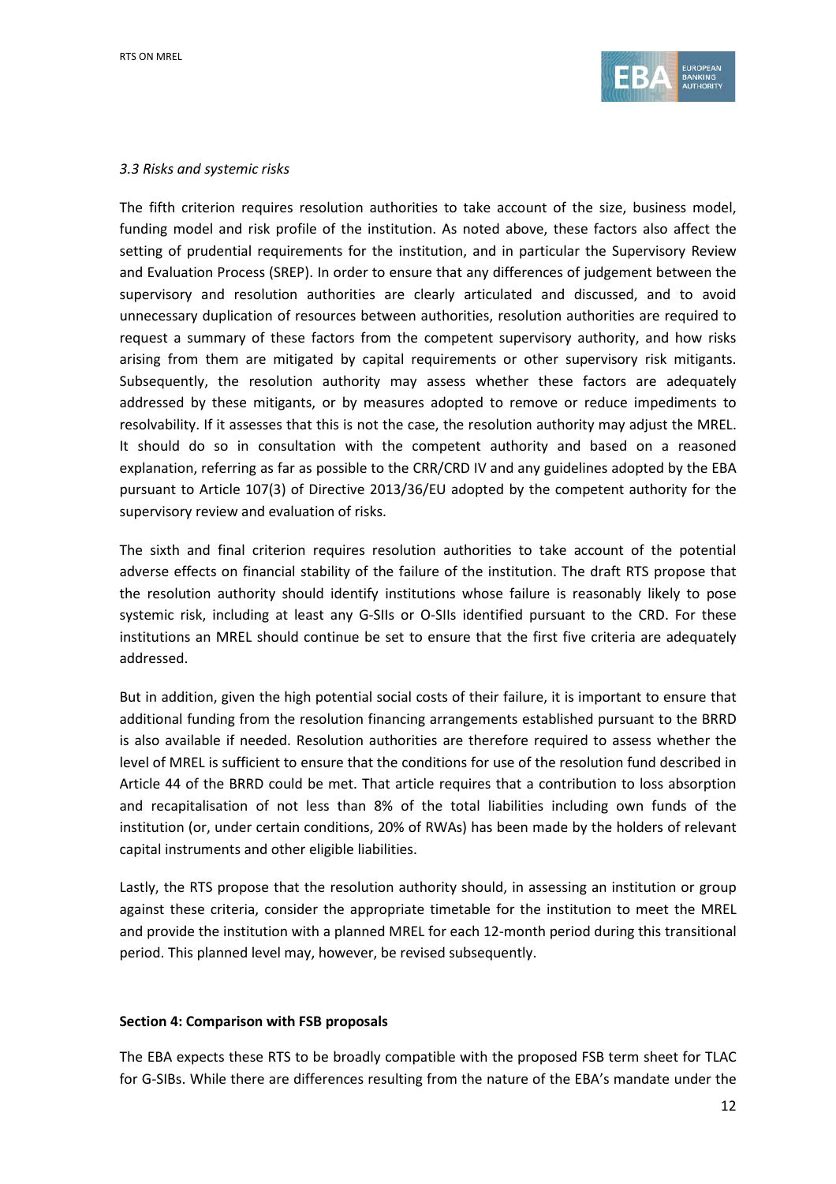*3.3 Risks and systemic risks*

The fifth criterion requires resolution authorities to take account of the size, business model, funding model and risk profile of the institution. As noted above, these factors also affect the setting of prudential requirements for the institution, and in particular the Supervisory Review and Evaluation Process (SREP). In order to ensure that any differences of judgement between the supervisory and resolution authorities are clearly articulated and discussed, and to avoid unnecessary duplication of resources between authorities, resolution authorities are required to request a summary of these factors from the competent supervisory authority, and how risks arising from them are mitigated by capital requirements or other supervisory risk mitigants. Subsequently, the resolution authority may assess whether these factors are adequately addressed by these mitigants, or by measures adopted to remove or reduce impediments to resolvability. If it assesses that this is not the case, the resolution authority may adjust the MREL. It should do so in consultation with the competent authority and based on a reasoned explanation, referring as far as possible to the CRR/CRD IV and any guidelines adopted by the EBA pursuant to Article 107(3) of Directive 2013/36/EU adopted by the competent authority for the supervisory review and evaluation of risks.

The sixth and final criterion requires resolution authorities to take account of the potential adverse effects on financial stability of the failure of the institution. The draft RTS propose that the resolution authority should identify institutions whose failure is reasonably likely to pose systemic risk, including at least any G-SIIs or O-SIIs identified pursuant to the CRD. For these institutions an MREL should continue be set to ensure that the first five criteria are adequately addressed.

But in addition, given the high potential social costs of their failure, it is important to ensure that additional funding from the resolution financing arrangements established pursuant to the BRRD is also available if needed. Resolution authorities are therefore required to assess whether the level of MREL is sufficient to ensure that the conditions for use of the resolution fund described in Article 44 of the BRRD could be met. That article requires that a contribution to loss absorption and recapitalisation of not less than 8% of the total liabilities including own funds of the institution (or, under certain conditions, 20% of RWAs) has been made by the holders of relevant capital instruments and other eligible liabilities.

Lastly, the RTS propose that the resolution authority should, in assessing an institution or group against these criteria, consider the appropriate timetable for the institution to meet the MREL and provide the institution with a planned MREL for each 12-month period during this transitional period. This planned level may, however, be revised subsequently.

**Section 4: Comparison with FSB proposals**

The EBA expects these RTS to be broadly compatible with the proposed FSB term sheet for TLAC for G-SIBs. While there are differences resulting from the nature of the EBA's mandate under the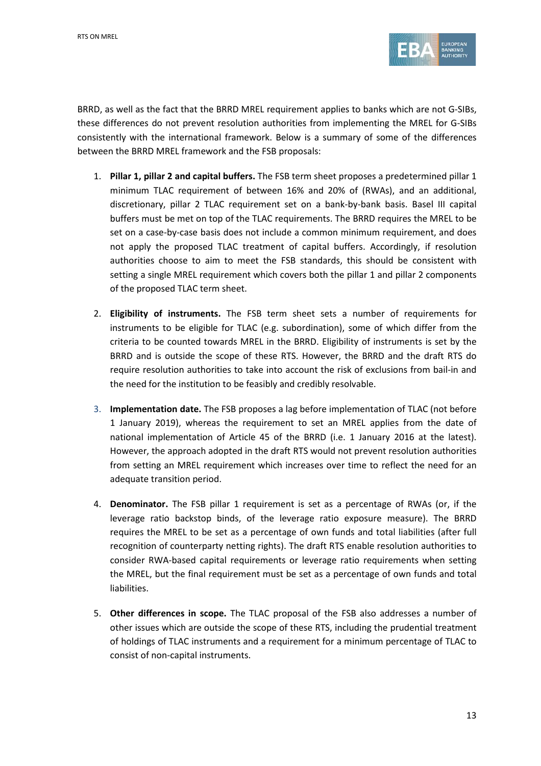BRRD, as well as the fact that the BRRD MREL requirement applies to banks which are not G-SIBs, these differences do not prevent resolution authorities from implementing the MREL for G-SIBs consistently with the international framework. Below is a summary of some of the differences between the BRRD MREL framework and the FSB proposals:

1. **Pillar 1, pillar 2 and capital buffers.** The FSB term sheet proposes a predetermined pillar 1 minimum TLAC requirement of between 16% and 20% of (RWAs), and an additional, discretionary, pillar 2 TLAC requirement set on a bank-by-bank basis. Basel III capital buffers must be met on top of the TLAC requirements. The BRRD requires the MREL to be set on a case-by-case basis does not include a common minimum requirement, and does not apply the proposed TLAC treatment of capital buffers. Accordingly, if resolution authorities choose to aim to meet the FSB standards, this should be consistent with setting a single MREL requirement which covers both the pillar 1 and pillar 2 components of the proposed TLAC term sheet.

2. **Eligibility of instruments.** The FSB term sheet sets a number of requirements for instruments to be eligible for TLAC (e.g. subordination), some of which differ from the criteria to be counted towards MREL in the BRRD. Eligibility of instruments is set by the BRRD and is outside the scope of these RTS. However, the BRRD and the draft RTS do require resolution authorities to take into account the risk of exclusions from bail-in and the need for the institution to be feasibly and credibly resolvable.

3. **Implementation date.** The FSB proposes a lag before implementation of TLAC (not before 1 January 2019), whereas the requirement to set an MREL applies from the date of national implementation of Article 45 of the BRRD (i.e. 1 January 2016 at the latest). However, the approach adopted in the draft RTS would not prevent resolution authorities from setting an MREL requirement which increases over time to reflect the need for an adequate transition period.

4. **Denominator.** The FSB pillar 1 requirement is set as a percentage of RWAs (or, if the leverage ratio backstop binds, of the leverage ratio exposure measure). The BRRD requires the MREL to be set as a percentage of own funds and total liabilities (after full recognition of counterparty netting rights). The draft RTS enable resolution authorities to consider RWA-based capital requirements or leverage ratio requirements when setting the MREL, but the final requirement must be set as a percentage of own funds and total liabilities.

5. **Other differences in scope.** The TLAC proposal of the FSB also addresses a number of other issues which are outside the scope of these RTS, including the prudential treatment of holdings of TLAC instruments and a requirement for a minimum percentage of TLAC to consist of non-capital instruments.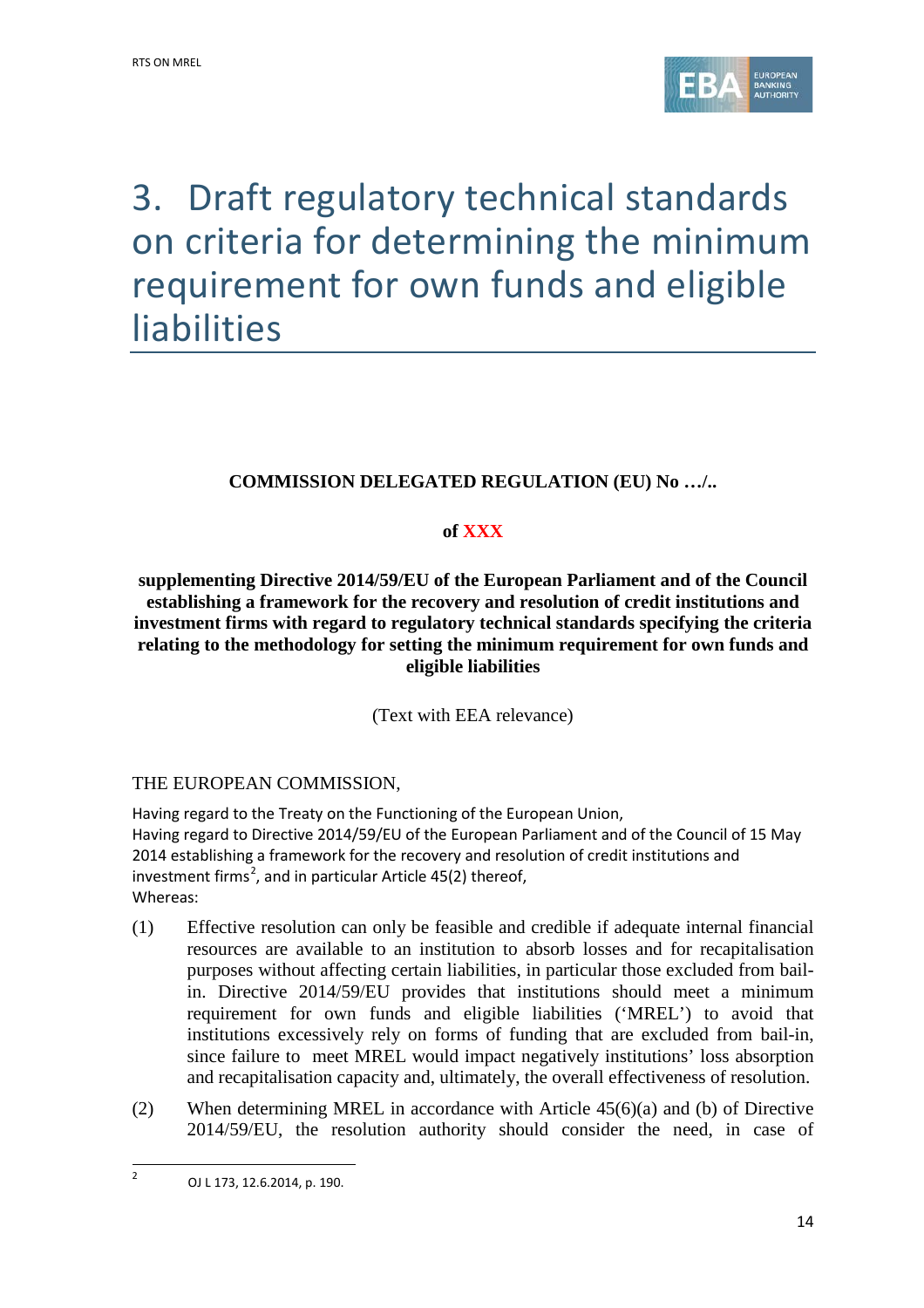# 3. Draft regulatory technical standards on criteria for determining the minimum requirement for own funds and eligible liabilities

**COMMISSION DELEGATED REGULATION (EU) No …/..**

**of XXX**

**supplementing Directive 2014/59/EU of the European Parliament and of the Council establishing a framework for the recovery and resolution of credit institutions and investment firms with regard to regulatory technical standards specifying the criteria relating to the methodology for setting the minimum requirement for own funds and eligible liabilities**

(Text with EEA relevance)

THE EUROPEAN COMMISSION,

Having regard to the Treaty on the Functioning of the European Union,

Having regard to Directive 2014/59/EU of the European Parliament and of the Council of 15 May 2014 establishing a framework for the recovery and resolution of credit institutions and investment firms[2], and in particular Article 45(2) thereof,

Whereas:

(1) Effective resolution can only be feasible and credible if adequate internal financial resources are available to an institution to absorb losses and for recapitalisation purposes without affecting certain liabilities, in particular those excluded from bail-in. Directive 2014/59/EU provides that institutions should meet a minimum requirement for own funds and eligible liabilities ('MREL') to avoid that institutions excessively rely on forms of funding that are excluded from bail-in, since failure to meet MREL would impact negatively institutions' loss absorption and recapitalisation capacity and, ultimately, the overall effectiveness of resolution.

(2) When determining MREL in accordance with Article 45(6)(a) and (b) of Directive 2014/59/EU, the resolution authority should consider the need, in case of

[2] OJ L 173, 12.6.2014, p. 190.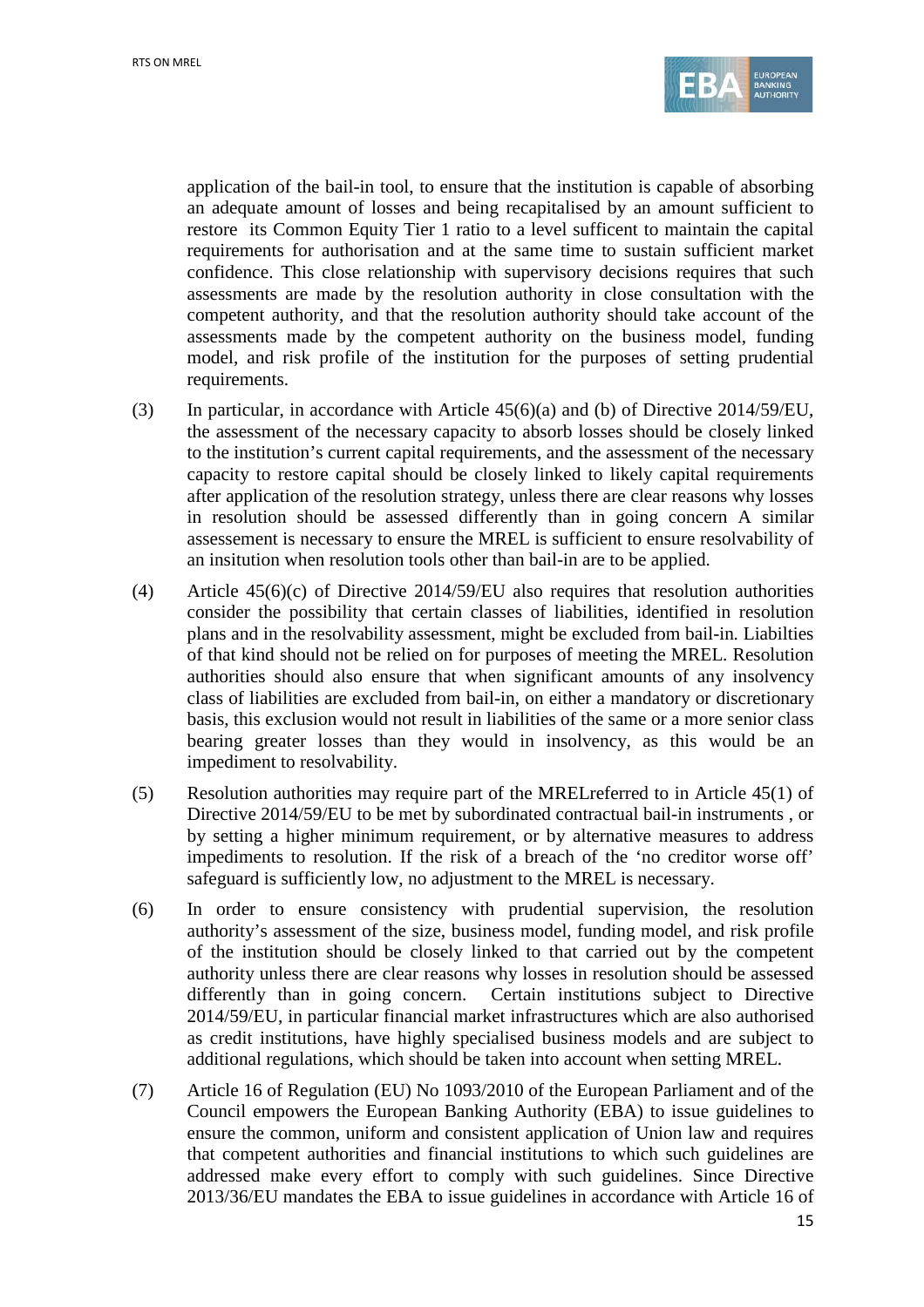application of the bail-in tool, to ensure that the institution is capable of absorbing an adequate amount of losses and being recapitalised by an amount sufficient to restore its Common Equity Tier 1 ratio to a level sufficent to maintain the capital requirements for authorisation and at the same time to sustain sufficient market confidence. This close relationship with supervisory decisions requires that such assessments are made by the resolution authority in close consultation with the competent authority, and that the resolution authority should take account of the assessments made by the competent authority on the business model, funding model, and risk profile of the institution for the purposes of setting prudential requirements.

(3) In particular, in accordance with Article 45(6)(a) and (b) of Directive 2014/59/EU, the assessment of the necessary capacity to absorb losses should be closely linked to the institution's current capital requirements, and the assessment of the necessary capacity to restore capital should be closely linked to likely capital requirements after application of the resolution strategy, unless there are clear reasons why losses in resolution should be assessed differently than in going concern A similar assessement is necessary to ensure the MREL is sufficient to ensure resolvability of an insitution when resolution tools other than bail-in are to be applied.

(4) Article 45(6)(c) of Directive 2014/59/EU also requires that resolution authorities consider the possibility that certain classes of liabilities, identified in resolution plans and in the resolvability assessment, might be excluded from bail-in. Liabilties of that kind should not be relied on for purposes of meeting the MREL. Resolution authorities should also ensure that when significant amounts of any insolvency class of liabilities are excluded from bail-in, on either a mandatory or discretionary basis, this exclusion would not result in liabilities of the same or a more senior class bearing greater losses than they would in insolvency, as this would be an impediment to resolvability.

(5) Resolution authorities may require part of the MRELreferred to in Article 45(1) of Directive 2014/59/EU to be met by subordinated contractual bail-in instruments , or by setting a higher minimum requirement, or by alternative measures to address impediments to resolution. If the risk of a breach of the 'no creditor worse off' safeguard is sufficiently low, no adjustment to the MREL is necessary.

(6) In order to ensure consistency with prudential supervision, the resolution authority's assessment of the size, business model, funding model, and risk profile of the institution should be closely linked to that carried out by the competent authority unless there are clear reasons why losses in resolution should be assessed differently than in going concern. Certain institutions subject to Directive 2014/59/EU, in particular financial market infrastructures which are also authorised as credit institutions, have highly specialised business models and are subject to additional regulations, which should be taken into account when setting MREL.

(7) Article 16 of Regulation (EU) No 1093/2010 of the European Parliament and of the Council empowers the European Banking Authority (EBA) to issue guidelines to ensure the common, uniform and consistent application of Union law and requires that competent authorities and financial institutions to which such guidelines are addressed make every effort to comply with such guidelines. Since Directive 2013/36/EU mandates the EBA to issue guidelines in accordance with Article 16 of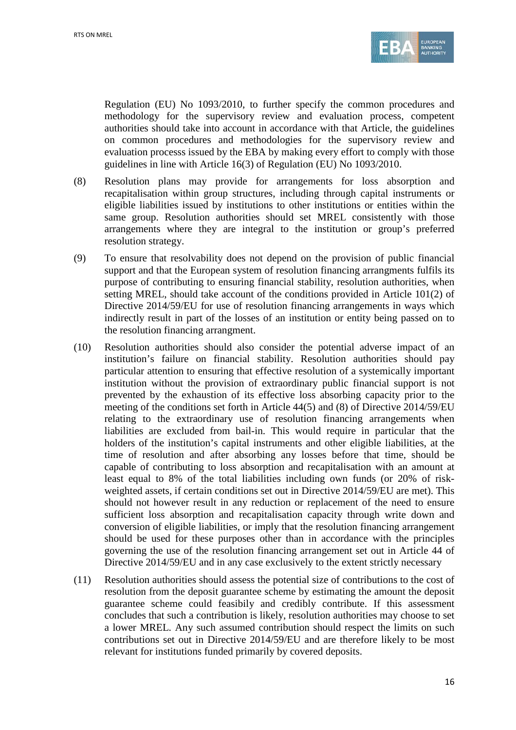Regulation (EU) No 1093/2010, to further specify the common procedures and methodology for the supervisory review and evaluation process, competent authorities should take into account in accordance with that Article, the guidelines on common procedures and methodologies for the supervisory review and evaluation processs issued by the EBA by making every effort to comply with those guidelines in line with Article 16(3) of Regulation (EU) No 1093/2010.

(8) Resolution plans may provide for arrangements for loss absorption and recapitalisation within group structures, including through capital instruments or eligible liabilities issued by institutions to other institutions or entities within the same group. Resolution authorities should set MREL consistently with those arrangements where they are integral to the institution or group's preferred resolution strategy.

(9) To ensure that resolvability does not depend on the provision of public financial support and that the European system of resolution financing arrangments fulfils its purpose of contributing to ensuring financial stability, resolution authorities, when setting MREL, should take account of the conditions provided in Article 101(2) of Directive 2014/59/EU for use of resolution financing arrangements in ways which indirectly result in part of the losses of an institution or entity being passed on to the resolution financing arrangment.

(10) Resolution authorities should also consider the potential adverse impact of an institution's failure on financial stability. Resolution authorities should pay particular attention to ensuring that effective resolution of a systemically important institution without the provision of extraordinary public financial support is not prevented by the exhaustion of its effective loss absorbing capacity prior to the meeting of the conditions set forth in Article 44(5) and (8) of Directive 2014/59/EU relating to the extraordinary use of resolution financing arrangements when liabilities are excluded from bail-in. This would require in particular that the holders of the institution's capital instruments and other eligible liabilities, at the time of resolution and after absorbing any losses before that time, should be capable of contributing to loss absorption and recapitalisation with an amount at least equal to 8% of the total liabilities including own funds (or 20% of risk-weighted assets, if certain conditions set out in Directive 2014/59/EU are met). This should not however result in any reduction or replacement of the need to ensure sufficient loss absorption and recapitalisation capacity through write down and conversion of eligible liabilities, or imply that the resolution financing arrangement should be used for these purposes other than in accordance with the principles governing the use of the resolution financing arrangement set out in Article 44 of Directive 2014/59/EU and in any case exclusively to the extent strictly necessary

(11) Resolution authorities should assess the potential size of contributions to the cost of resolution from the deposit guarantee scheme by estimating the amount the deposit guarantee scheme could feasibly and credibly contribute. If this assessment concludes that such a contribution is likely, resolution authorities may choose to set a lower MREL. Any such assumed contribution should respect the limits on such contributions set out in Directive 2014/59/EU and are therefore likely to be most relevant for institutions funded primarily by covered deposits.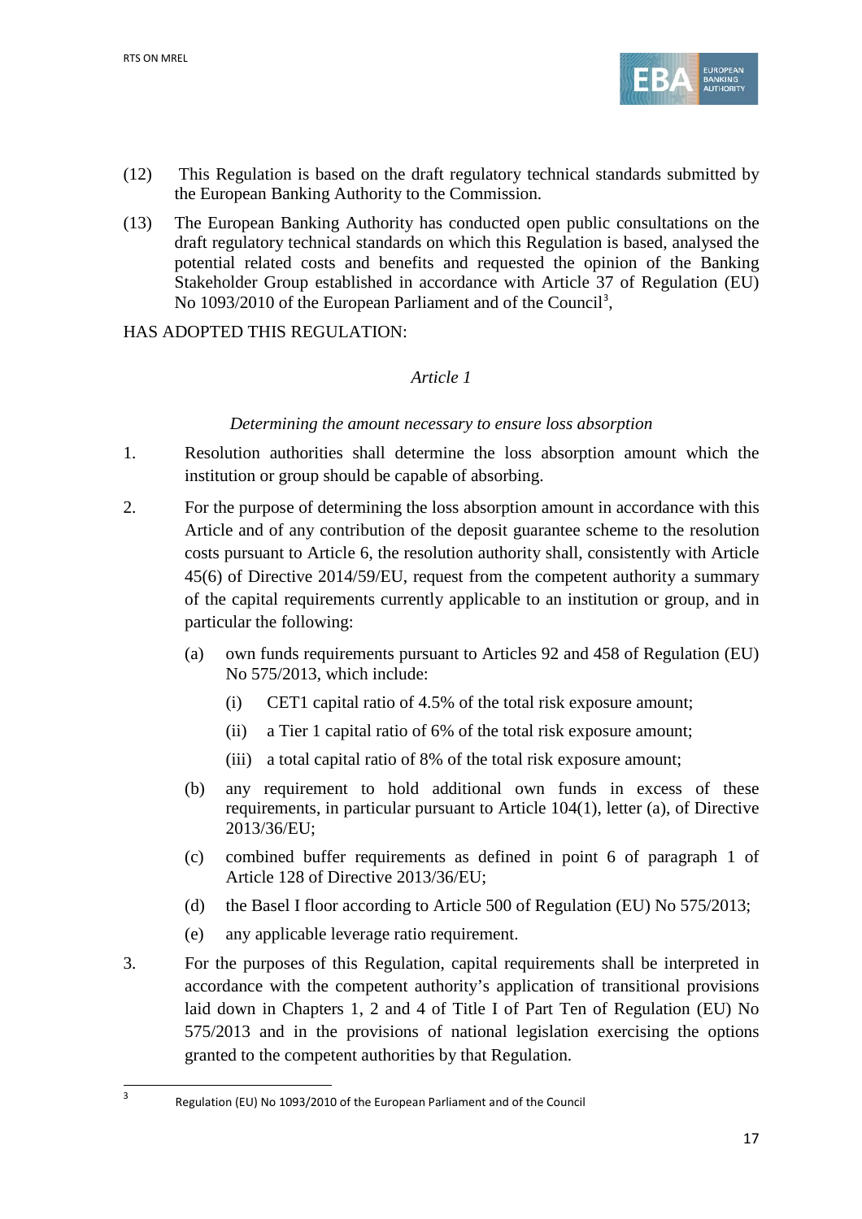(12) This Regulation is based on the draft regulatory technical standards submitted by the European Banking Authority to the Commission.

(13) The European Banking Authority has conducted open public consultations on the draft regulatory technical standards on which this Regulation is based, analysed the potential related costs and benefits and requested the opinion of the Banking Stakeholder Group established in accordance with Article 37 of Regulation (EU) No 1093/2010 of the European Parliament and of the Council[3],

HAS ADOPTED THIS REGULATION:

*Article 1*

*Determining the amount necessary to ensure loss absorption*

1. Resolution authorities shall determine the loss absorption amount which the institution or group should be capable of absorbing.

2. For the purpose of determining the loss absorption amount in accordance with this Article and of any contribution of the deposit guarantee scheme to the resolution costs pursuant to Article 6, the resolution authority shall, consistently with Article 45(6) of Directive 2014/59/EU, request from the competent authority a summary of the capital requirements currently applicable to an institution or group, and in particular the following:

   (a) own funds requirements pursuant to Articles 92 and 458 of Regulation (EU) No 575/2013, which include:

      (i) CET1 capital ratio of 4.5% of the total risk exposure amount;

      (ii) a Tier 1 capital ratio of 6% of the total risk exposure amount;

      (iii) a total capital ratio of 8% of the total risk exposure amount;

   (b) any requirement to hold additional own funds in excess of these requirements, in particular pursuant to Article 104(1), letter (a), of Directive 2013/36/EU;

   (c) combined buffer requirements as defined in point 6 of paragraph 1 of Article 128 of Directive 2013/36/EU;

   (d) the Basel I floor according to Article 500 of Regulation (EU) No 575/2013;

   (e) any applicable leverage ratio requirement.

3. For the purposes of this Regulation, capital requirements shall be interpreted in accordance with the competent authority's application of transitional provisions laid down in Chapters 1, 2 and 4 of Title I of Part Ten of Regulation (EU) No 575/2013 and in the provisions of national legislation exercising the options granted to the competent authorities by that Regulation.

---

[3] Regulation (EU) No 1093/2010 of the European Parliament and of the Council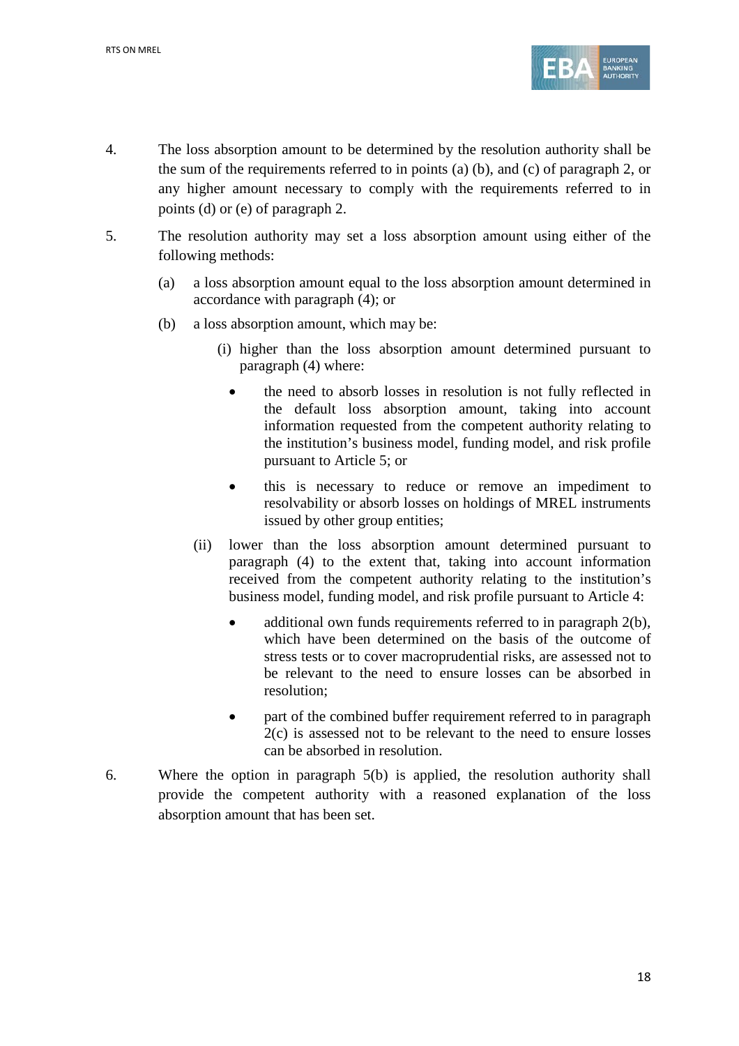4. The loss absorption amount to be determined by the resolution authority shall be the sum of the requirements referred to in points (a) (b), and (c) of paragraph 2, or any higher amount necessary to comply with the requirements referred to in points (d) or (e) of paragraph 2.

5. The resolution authority may set a loss absorption amount using either of the following methods:

   (a) a loss absorption amount equal to the loss absorption amount determined in accordance with paragraph (4); or

   (b) a loss absorption amount, which may be:

      (i) higher than the loss absorption amount determined pursuant to paragraph (4) where:

      - the need to absorb losses in resolution is not fully reflected in the default loss absorption amount, taking into account information requested from the competent authority relating to the institution's business model, funding model, and risk profile pursuant to Article 5; or

      - this is necessary to reduce or remove an impediment to resolvability or absorb losses on holdings of MREL instruments issued by other group entities;

      (ii) lower than the loss absorption amount determined pursuant to paragraph (4) to the extent that, taking into account information received from the competent authority relating to the institution's business model, funding model, and risk profile pursuant to Article 4:

      - additional own funds requirements referred to in paragraph 2(b), which have been determined on the basis of the outcome of stress tests or to cover macroprudential risks, are assessed not to be relevant to the need to ensure losses can be absorbed in resolution;

      - part of the combined buffer requirement referred to in paragraph 2(c) is assessed not to be relevant to the need to ensure losses can be absorbed in resolution.

6. Where the option in paragraph 5(b) is applied, the resolution authority shall provide the competent authority with a reasoned explanation of the loss absorption amount that has been set.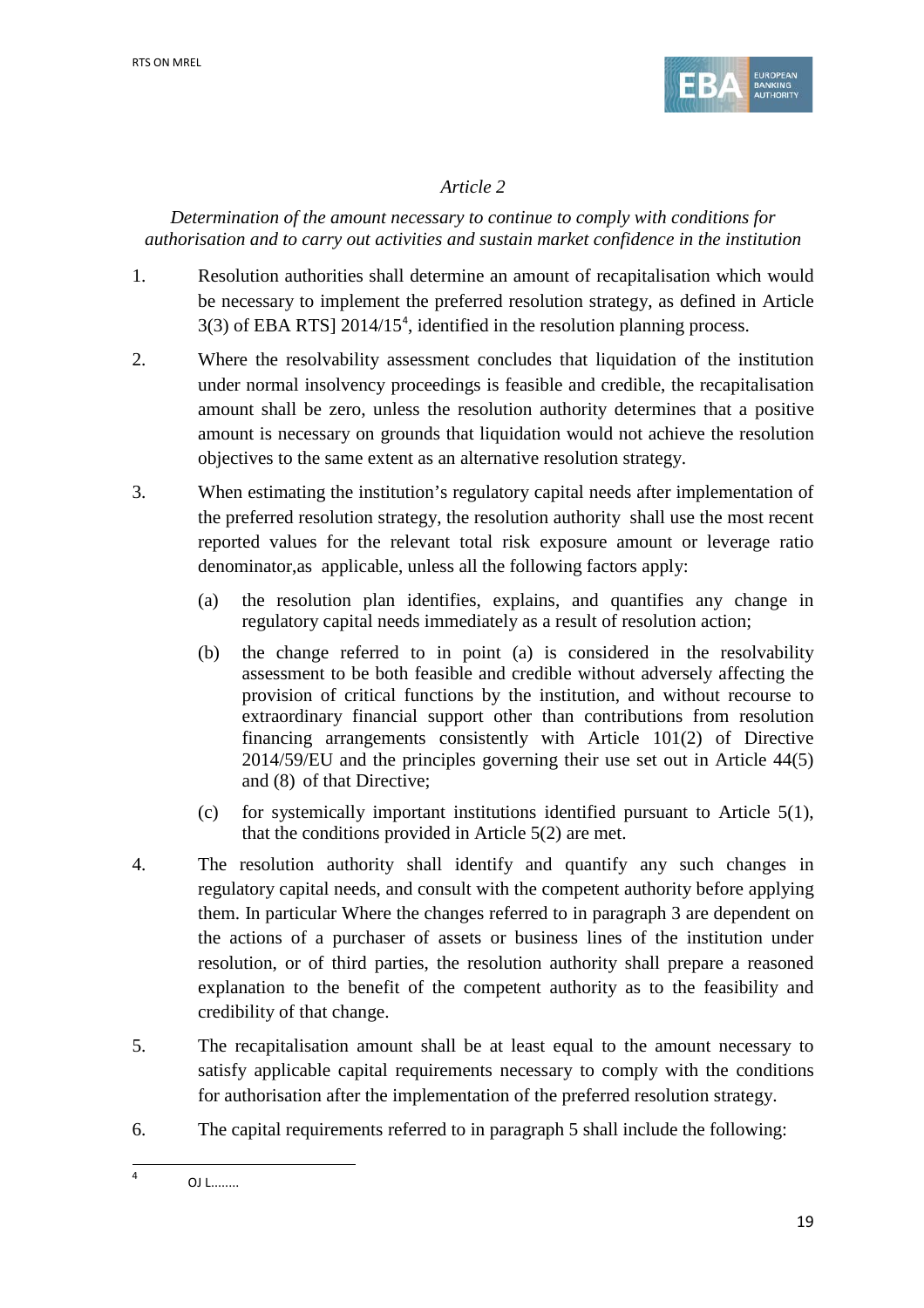*Article 2*

*Determination of the amount necessary to continue to comply with conditions for authorisation and to carry out activities and sustain market confidence in the institution*

1. Resolution authorities shall determine an amount of recapitalisation which would be necessary to implement the preferred resolution strategy, as defined in Article 3(3) of EBA RTS] 2014/15[4], identified in the resolution planning process.

2. Where the resolvability assessment concludes that liquidation of the institution under normal insolvency proceedings is feasible and credible, the recapitalisation amount shall be zero, unless the resolution authority determines that a positive amount is necessary on grounds that liquidation would not achieve the resolution objectives to the same extent as an alternative resolution strategy.

3. When estimating the institution's regulatory capital needs after implementation of the preferred resolution strategy, the resolution authority shall use the most recent reported values for the relevant total risk exposure amount or leverage ratio denominator,as applicable, unless all the following factors apply:

   (a) the resolution plan identifies, explains, and quantifies any change in regulatory capital needs immediately as a result of resolution action;

   (b) the change referred to in point (a) is considered in the resolvability assessment to be both feasible and credible without adversely affecting the provision of critical functions by the institution, and without recourse to extraordinary financial support other than contributions from resolution financing arrangements consistently with Article 101(2) of Directive 2014/59/EU and the principles governing their use set out in Article 44(5) and (8) of that Directive;

   (c) for systemically important institutions identified pursuant to Article 5(1), that the conditions provided in Article 5(2) are met.

4. The resolution authority shall identify and quantify any such changes in regulatory capital needs, and consult with the competent authority before applying them. In particular Where the changes referred to in paragraph 3 are dependent on the actions of a purchaser of assets or business lines of the institution under resolution, or of third parties, the resolution authority shall prepare a reasoned explanation to the benefit of the competent authority as to the feasibility and credibility of that change.

5. The recapitalisation amount shall be at least equal to the amount necessary to satisfy applicable capital requirements necessary to comply with the conditions for authorisation after the implementation of the preferred resolution strategy.

6. The capital requirements referred to in paragraph 5 shall include the following:

---

[4] OJ L........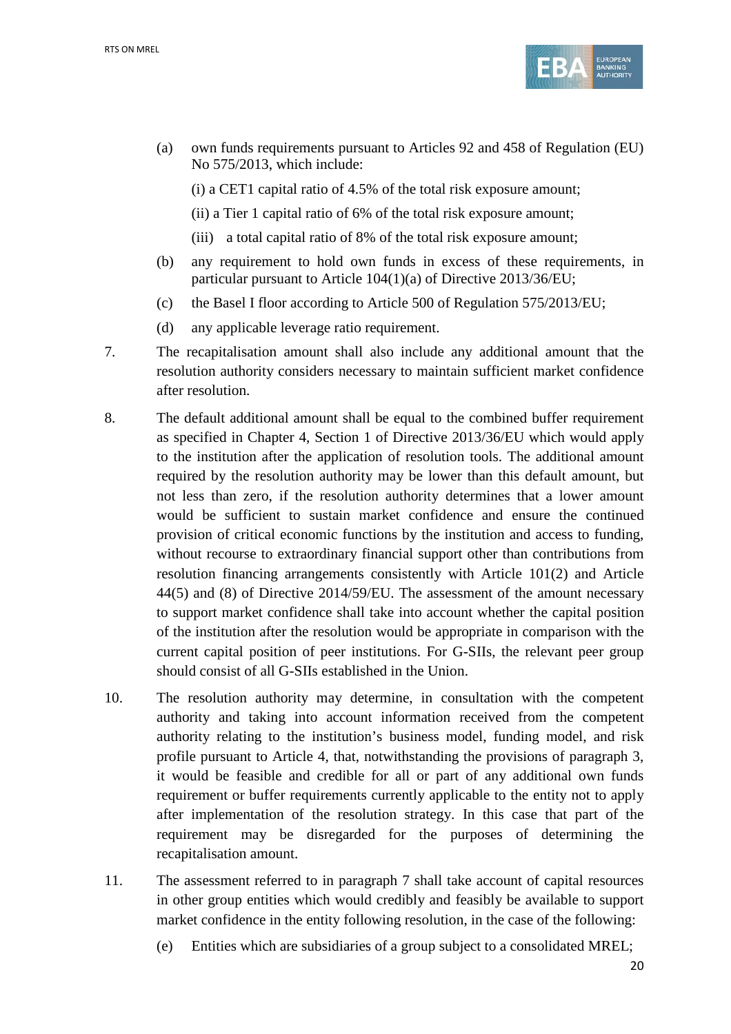(a) own funds requirements pursuant to Articles 92 and 458 of Regulation (EU) No 575/2013, which include:

(i) a CET1 capital ratio of 4.5% of the total risk exposure amount;

(ii) a Tier 1 capital ratio of 6% of the total risk exposure amount;

(iii) a total capital ratio of 8% of the total risk exposure amount;

(b) any requirement to hold own funds in excess of these requirements, in particular pursuant to Article 104(1)(a) of Directive 2013/36/EU;

(c) the Basel I floor according to Article 500 of Regulation 575/2013/EU;

(d) any applicable leverage ratio requirement.

7. The recapitalisation amount shall also include any additional amount that the resolution authority considers necessary to maintain sufficient market confidence after resolution.

8. The default additional amount shall be equal to the combined buffer requirement as specified in Chapter 4, Section 1 of Directive 2013/36/EU which would apply to the institution after the application of resolution tools. The additional amount required by the resolution authority may be lower than this default amount, but not less than zero, if the resolution authority determines that a lower amount would be sufficient to sustain market confidence and ensure the continued provision of critical economic functions by the institution and access to funding, without recourse to extraordinary financial support other than contributions from resolution financing arrangements consistently with Article 101(2) and Article 44(5) and (8) of Directive 2014/59/EU. The assessment of the amount necessary to support market confidence shall take into account whether the capital position of the institution after the resolution would be appropriate in comparison with the current capital position of peer institutions. For G-SIIs, the relevant peer group should consist of all G-SIIs established in the Union.

10. The resolution authority may determine, in consultation with the competent authority and taking into account information received from the competent authority relating to the institution's business model, funding model, and risk profile pursuant to Article 4, that, notwithstanding the provisions of paragraph 3, it would be feasible and credible for all or part of any additional own funds requirement or buffer requirements currently applicable to the entity not to apply after implementation of the resolution strategy. In this case that part of the requirement may be disregarded for the purposes of determining the recapitalisation amount.

11. The assessment referred to in paragraph 7 shall take account of capital resources in other group entities which would credibly and feasibly be available to support market confidence in the entity following resolution, in the case of the following:

(e) Entities which are subsidiaries of a group subject to a consolidated MREL;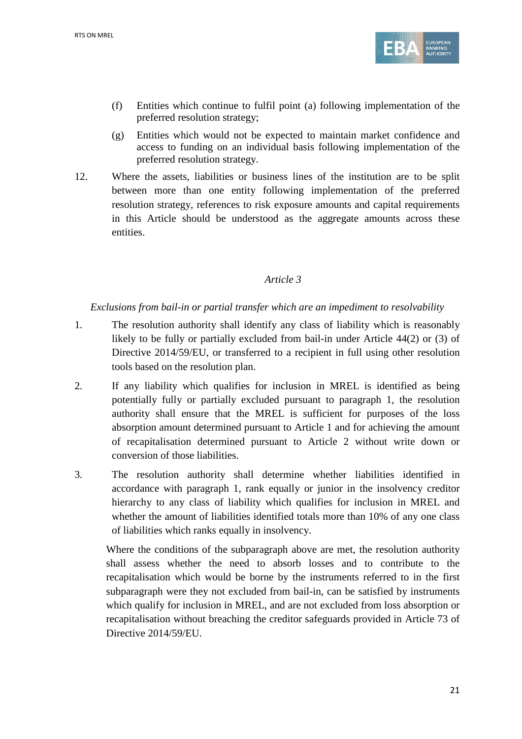(f) Entities which continue to fulfil point (a) following implementation of the preferred resolution strategy;

(g) Entities which would not be expected to maintain market confidence and access to funding on an individual basis following implementation of the preferred resolution strategy.

12. Where the assets, liabilities or business lines of the institution are to be split between more than one entity following implementation of the preferred resolution strategy, references to risk exposure amounts and capital requirements in this Article should be understood as the aggregate amounts across these entities.

### *Article 3*

*Exclusions from bail-in or partial transfer which are an impediment to resolvability*

1. The resolution authority shall identify any class of liability which is reasonably likely to be fully or partially excluded from bail-in under Article 44(2) or (3) of Directive 2014/59/EU, or transferred to a recipient in full using other resolution tools based on the resolution plan.

2. If any liability which qualifies for inclusion in MREL is identified as being potentially fully or partially excluded pursuant to paragraph 1, the resolution authority shall ensure that the MREL is sufficient for purposes of the loss absorption amount determined pursuant to Article 1 and for achieving the amount of recapitalisation determined pursuant to Article 2 without write down or conversion of those liabilities.

3. The resolution authority shall determine whether liabilities identified in accordance with paragraph 1, rank equally or junior in the insolvency creditor hierarchy to any class of liability which qualifies for inclusion in MREL and whether the amount of liabilities identified totals more than 10% of any one class of liabilities which ranks equally in insolvency.

Where the conditions of the subparagraph above are met, the resolution authority shall assess whether the need to absorb losses and to contribute to the recapitalisation which would be borne by the instruments referred to in the first subparagraph were they not excluded from bail-in, can be satisfied by instruments which qualify for inclusion in MREL, and are not excluded from loss absorption or recapitalisation without breaching the creditor safeguards provided in Article 73 of Directive 2014/59/EU.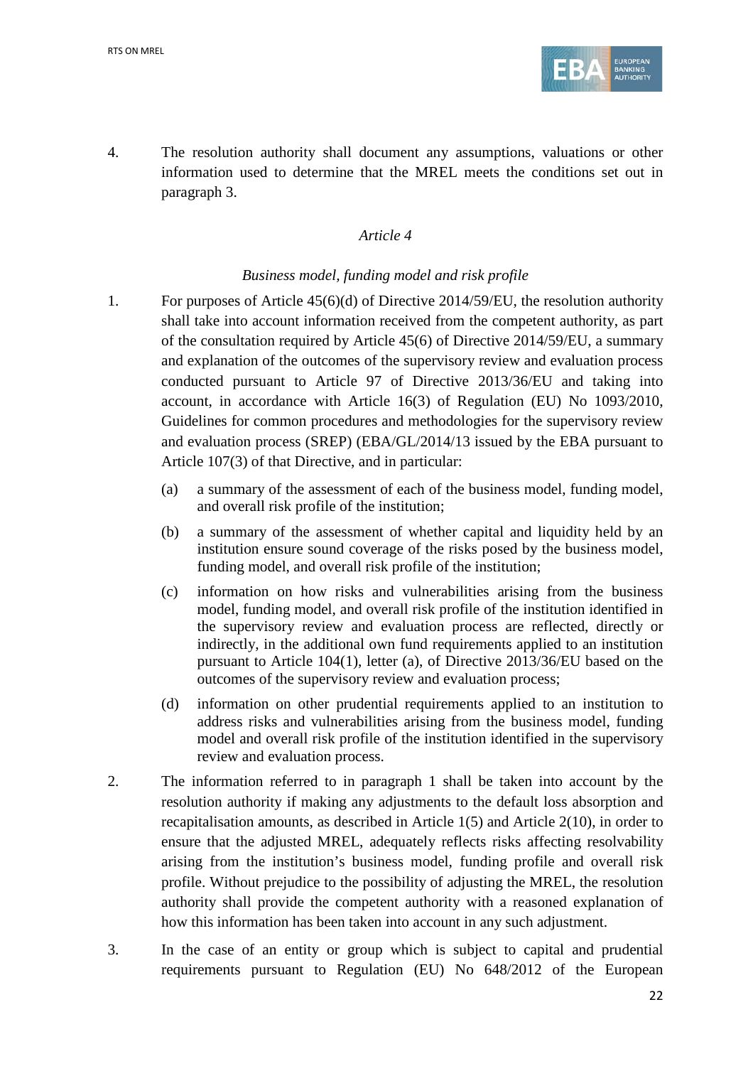4. The resolution authority shall document any assumptions, valuations or other information used to determine that the MREL meets the conditions set out in paragraph 3.

*Article 4*

*Business model, funding model and risk profile*

1. For purposes of Article 45(6)(d) of Directive 2014/59/EU, the resolution authority shall take into account information received from the competent authority, as part of the consultation required by Article 45(6) of Directive 2014/59/EU, a summary and explanation of the outcomes of the supervisory review and evaluation process conducted pursuant to Article 97 of Directive 2013/36/EU and taking into account, in accordance with Article 16(3) of Regulation (EU) No 1093/2010, Guidelines for common procedures and methodologies for the supervisory review and evaluation process (SREP) (EBA/GL/2014/13 issued by the EBA pursuant to Article 107(3) of that Directive, and in particular:

   (a) a summary of the assessment of each of the business model, funding model, and overall risk profile of the institution;

   (b) a summary of the assessment of whether capital and liquidity held by an institution ensure sound coverage of the risks posed by the business model, funding model, and overall risk profile of the institution;

   (c) information on how risks and vulnerabilities arising from the business model, funding model, and overall risk profile of the institution identified in the supervisory review and evaluation process are reflected, directly or indirectly, in the additional own fund requirements applied to an institution pursuant to Article 104(1), letter (a), of Directive 2013/36/EU based on the outcomes of the supervisory review and evaluation process;

   (d) information on other prudential requirements applied to an institution to address risks and vulnerabilities arising from the business model, funding model and overall risk profile of the institution identified in the supervisory review and evaluation process.

2. The information referred to in paragraph 1 shall be taken into account by the resolution authority if making any adjustments to the default loss absorption and recapitalisation amounts, as described in Article 1(5) and Article 2(10), in order to ensure that the adjusted MREL, adequately reflects risks affecting resolvability arising from the institution's business model, funding profile and overall risk profile. Without prejudice to the possibility of adjusting the MREL, the resolution authority shall provide the competent authority with a reasoned explanation of how this information has been taken into account in any such adjustment.

3. In the case of an entity or group which is subject to capital and prudential requirements pursuant to Regulation (EU) No 648/2012 of the European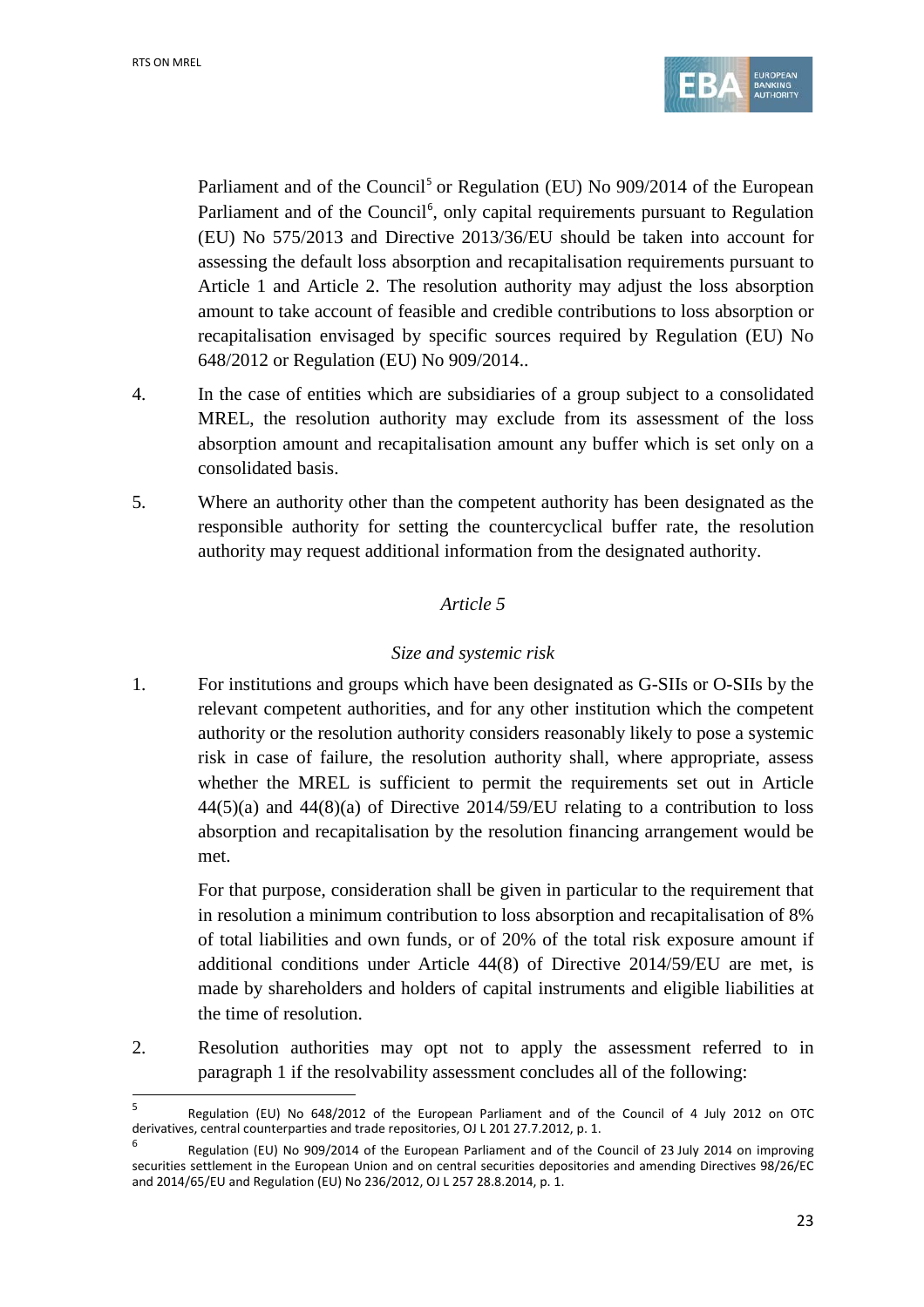Parliament and of the Council[5] or Regulation (EU) No 909/2014 of the European Parliament and of the Council[6], only capital requirements pursuant to Regulation (EU) No 575/2013 and Directive 2013/36/EU should be taken into account for assessing the default loss absorption and recapitalisation requirements pursuant to Article 1 and Article 2. The resolution authority may adjust the loss absorption amount to take account of feasible and credible contributions to loss absorption or recapitalisation envisaged by specific sources required by Regulation (EU) No 648/2012 or Regulation (EU) No 909/2014..

4. In the case of entities which are subsidiaries of a group subject to a consolidated MREL, the resolution authority may exclude from its assessment of the loss absorption amount and recapitalisation amount any buffer which is set only on a consolidated basis.

5. Where an authority other than the competent authority has been designated as the responsible authority for setting the countercyclical buffer rate, the resolution authority may request additional information from the designated authority.

*Article 5*

*Size and systemic risk*

1. For institutions and groups which have been designated as G-SIIs or O-SIIs by the relevant competent authorities, and for any other institution which the competent authority or the resolution authority considers reasonably likely to pose a systemic risk in case of failure, the resolution authority shall, where appropriate, assess whether the MREL is sufficient to permit the requirements set out in Article 44(5)(a) and 44(8)(a) of Directive 2014/59/EU relating to a contribution to loss absorption and recapitalisation by the resolution financing arrangement would be met.

   For that purpose, consideration shall be given in particular to the requirement that in resolution a minimum contribution to loss absorption and recapitalisation of 8% of total liabilities and own funds, or of 20% of the total risk exposure amount if additional conditions under Article 44(8) of Directive 2014/59/EU are met, is made by shareholders and holders of capital instruments and eligible liabilities at the time of resolution.

2. Resolution authorities may opt not to apply the assessment referred to in paragraph 1 if the resolvability assessment concludes all of the following:

---

[5] Regulation (EU) No 648/2012 of the European Parliament and of the Council of 4 July 2012 on OTC derivatives, central counterparties and trade repositories, OJ L 201 27.7.2012, p. 1.

[6] Regulation (EU) No 909/2014 of the European Parliament and of the Council of 23 July 2014 on improving securities settlement in the European Union and on central securities depositories and amending Directives 98/26/EC and 2014/65/EU and Regulation (EU) No 236/2012, OJ L 257 28.8.2014, p. 1.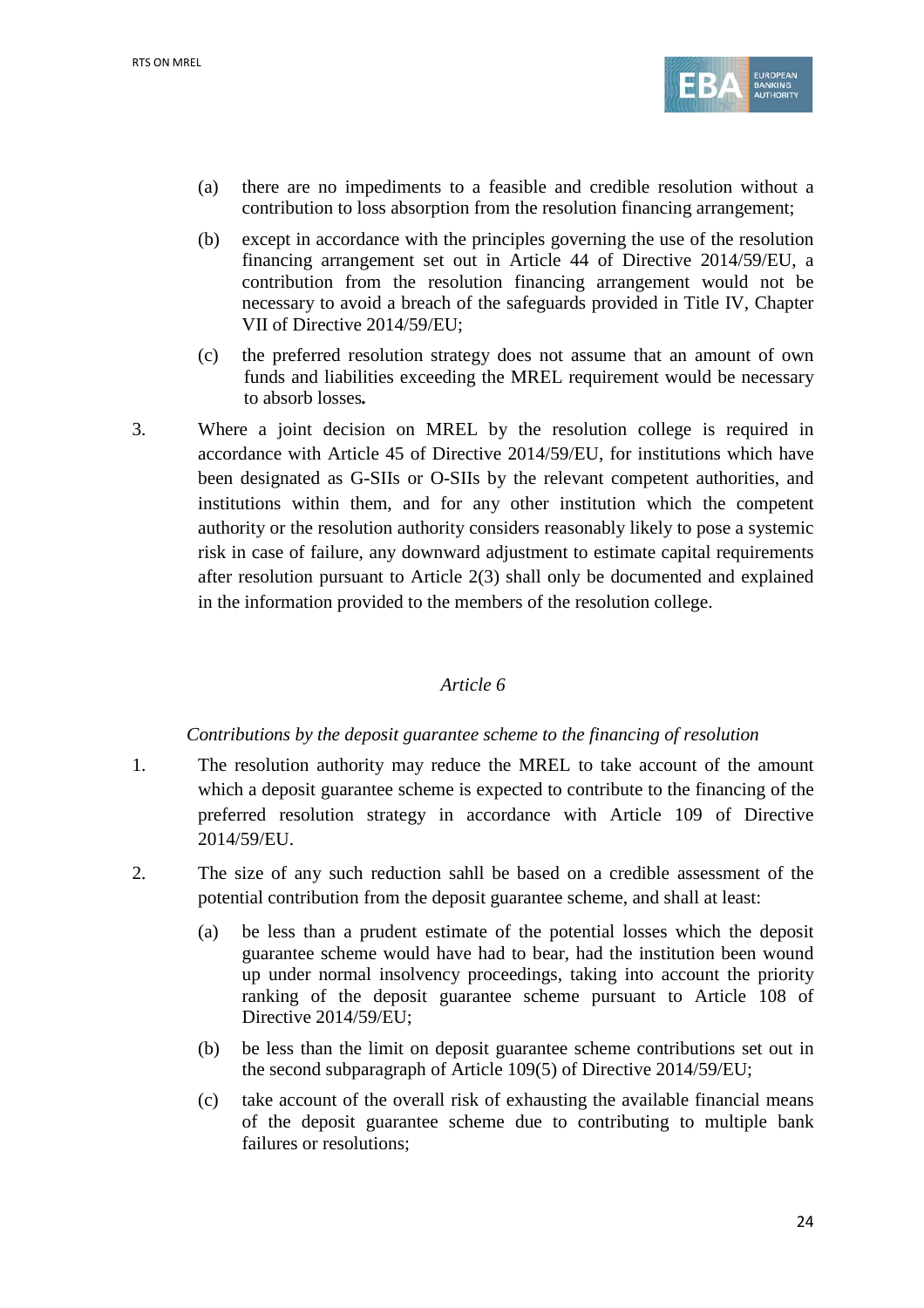(a) there are no impediments to a feasible and credible resolution without a contribution to loss absorption from the resolution financing arrangement;

(b) except in accordance with the principles governing the use of the resolution financing arrangement set out in Article 44 of Directive 2014/59/EU, a contribution from the resolution financing arrangement would not be necessary to avoid a breach of the safeguards provided in Title IV, Chapter VII of Directive 2014/59/EU;

(c) the preferred resolution strategy does not assume that an amount of own funds and liabilities exceeding the MREL requirement would be necessary to absorb losses**.**

3. Where a joint decision on MREL by the resolution college is required in accordance with Article 45 of Directive 2014/59/EU, for institutions which have been designated as G-SIIs or O-SIIs by the relevant competent authorities, and institutions within them, and for any other institution which the competent authority or the resolution authority considers reasonably likely to pose a systemic risk in case of failure, any downward adjustment to estimate capital requirements after resolution pursuant to Article 2(3) shall only be documented and explained in the information provided to the members of the resolution college.

### *Article 6*

*Contributions by the deposit guarantee scheme to the financing of resolution*

1. The resolution authority may reduce the MREL to take account of the amount which a deposit guarantee scheme is expected to contribute to the financing of the preferred resolution strategy in accordance with Article 109 of Directive 2014/59/EU.

2. The size of any such reduction sahll be based on a credible assessment of the potential contribution from the deposit guarantee scheme, and shall at least:

(a) be less than a prudent estimate of the potential losses which the deposit guarantee scheme would have had to bear, had the institution been wound up under normal insolvency proceedings, taking into account the priority ranking of the deposit guarantee scheme pursuant to Article 108 of Directive 2014/59/EU;

(b) be less than the limit on deposit guarantee scheme contributions set out in the second subparagraph of Article 109(5) of Directive 2014/59/EU;

(c) take account of the overall risk of exhausting the available financial means of the deposit guarantee scheme due to contributing to multiple bank failures or resolutions;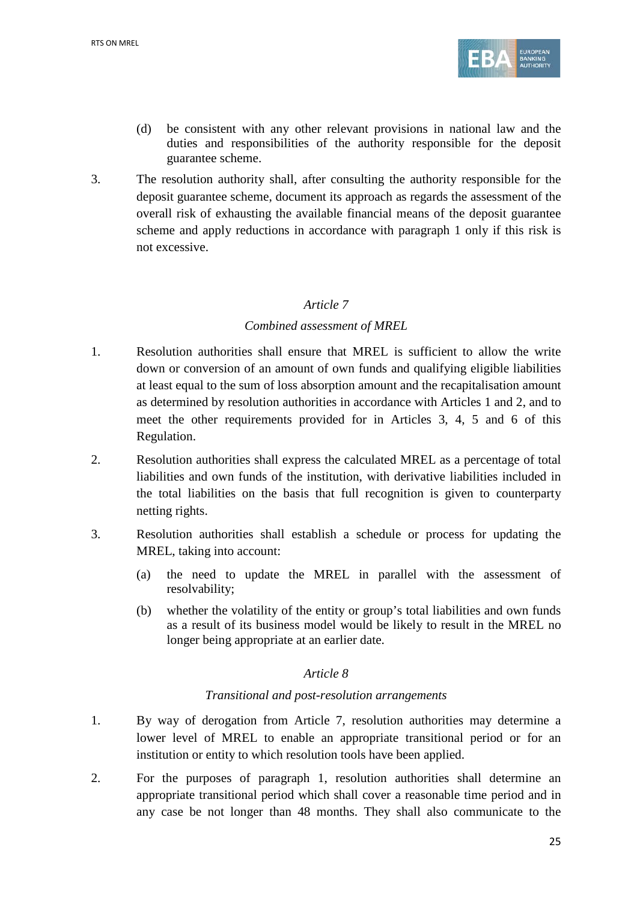(d) be consistent with any other relevant provisions in national law and the duties and responsibilities of the authority responsible for the deposit guarantee scheme.

3. The resolution authority shall, after consulting the authority responsible for the deposit guarantee scheme, document its approach as regards the assessment of the overall risk of exhausting the available financial means of the deposit guarantee scheme and apply reductions in accordance with paragraph 1 only if this risk is not excessive.

### *Article 7*

#### *Combined assessment of MREL*

1. Resolution authorities shall ensure that MREL is sufficient to allow the write down or conversion of an amount of own funds and qualifying eligible liabilities at least equal to the sum of loss absorption amount and the recapitalisation amount as determined by resolution authorities in accordance with Articles 1 and 2, and to meet the other requirements provided for in Articles 3, 4, 5 and 6 of this Regulation.

2. Resolution authorities shall express the calculated MREL as a percentage of total liabilities and own funds of the institution, with derivative liabilities included in the total liabilities on the basis that full recognition is given to counterparty netting rights.

3. Resolution authorities shall establish a schedule or process for updating the MREL, taking into account:

   (a) the need to update the MREL in parallel with the assessment of resolvability;

   (b) whether the volatility of the entity or group's total liabilities and own funds as a result of its business model would be likely to result in the MREL no longer being appropriate at an earlier date.

### *Article 8*

#### *Transitional and post-resolution arrangements*

1. By way of derogation from Article 7, resolution authorities may determine a lower level of MREL to enable an appropriate transitional period or for an institution or entity to which resolution tools have been applied.

2. For the purposes of paragraph 1, resolution authorities shall determine an appropriate transitional period which shall cover a reasonable time period and in any case be not longer than 48 months. They shall also communicate to the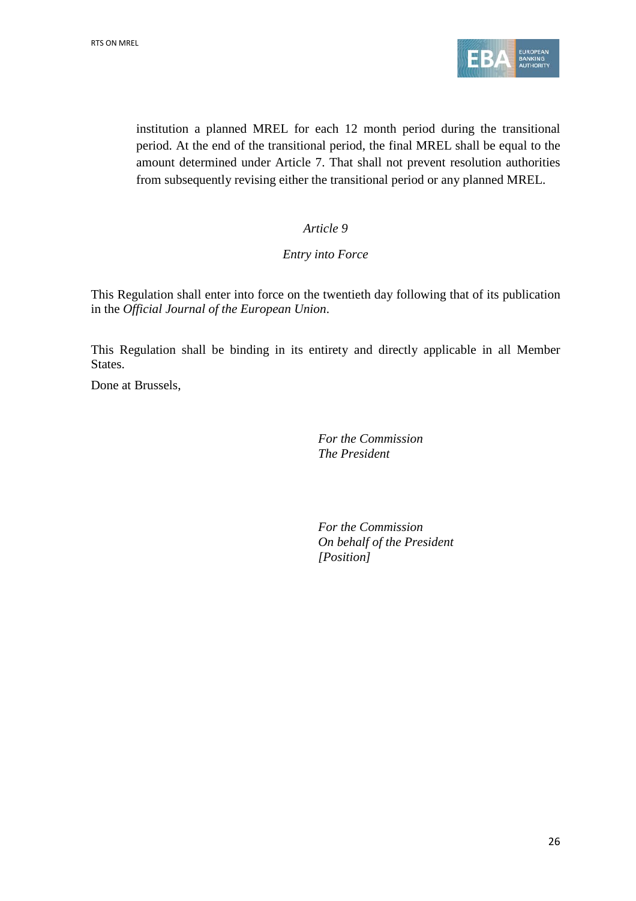institution a planned MREL for each 12 month period during the transitional period. At the end of the transitional period, the final MREL shall be equal to the amount determined under Article 7. That shall not prevent resolution authorities from subsequently revising either the transitional period or any planned MREL.

*Article 9*

*Entry into Force*

This Regulation shall enter into force on the twentieth day following that of its publication in the *Official Journal of the European Union*.

This Regulation shall be binding in its entirety and directly applicable in all Member States.

Done at Brussels,

*For the Commission*
*The President*

*For the Commission*
*On behalf of the President*
*[Position]*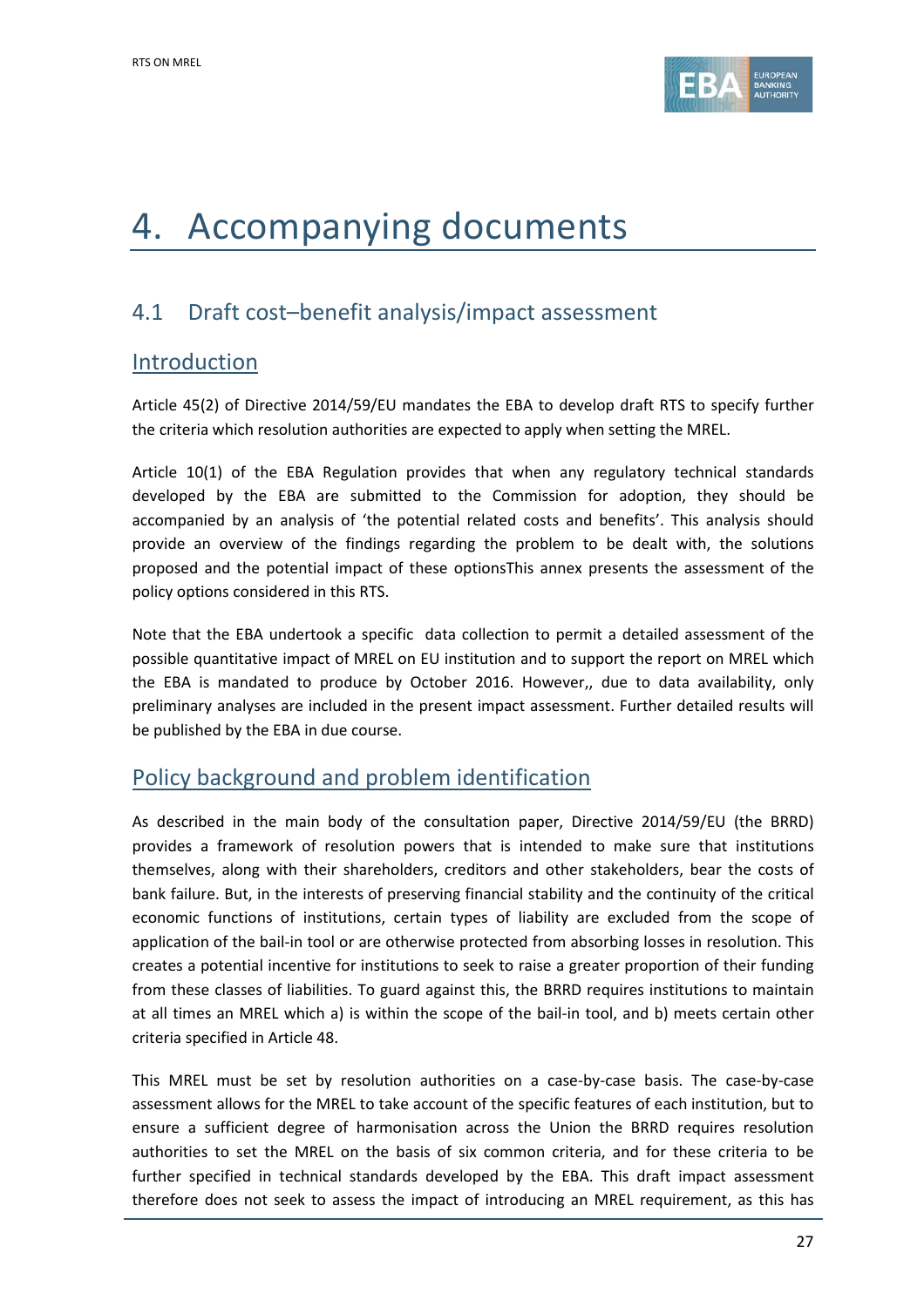# 4. Accompanying documents

## 4.1 Draft cost–benefit analysis/impact assessment

### Introduction

Article 45(2) of Directive 2014/59/EU mandates the EBA to develop draft RTS to specify further the criteria which resolution authorities are expected to apply when setting the MREL.

Article 10(1) of the EBA Regulation provides that when any regulatory technical standards developed by the EBA are submitted to the Commission for adoption, they should be accompanied by an analysis of 'the potential related costs and benefits'. This analysis should provide an overview of the findings regarding the problem to be dealt with, the solutions proposed and the potential impact of these optionsThis annex presents the assessment of the policy options considered in this RTS.

Note that the EBA undertook a specific data collection to permit a detailed assessment of the possible quantitative impact of MREL on EU institution and to support the report on MREL which the EBA is mandated to produce by October 2016. However,, due to data availability, only preliminary analyses are included in the present impact assessment. Further detailed results will be published by the EBA in due course.

### Policy background and problem identification

As described in the main body of the consultation paper, Directive 2014/59/EU (the BRRD) provides a framework of resolution powers that is intended to make sure that institutions themselves, along with their shareholders, creditors and other stakeholders, bear the costs of bank failure. But, in the interests of preserving financial stability and the continuity of the critical economic functions of institutions, certain types of liability are excluded from the scope of application of the bail-in tool or are otherwise protected from absorbing losses in resolution. This creates a potential incentive for institutions to seek to raise a greater proportion of their funding from these classes of liabilities. To guard against this, the BRRD requires institutions to maintain at all times an MREL which a) is within the scope of the bail-in tool, and b) meets certain other criteria specified in Article 48.

This MREL must be set by resolution authorities on a case-by-case basis. The case-by-case assessment allows for the MREL to take account of the specific features of each institution, but to ensure a sufficient degree of harmonisation across the Union the BRRD requires resolution authorities to set the MREL on the basis of six common criteria, and for these criteria to be further specified in technical standards developed by the EBA. This draft impact assessment therefore does not seek to assess the impact of introducing an MREL requirement, as this has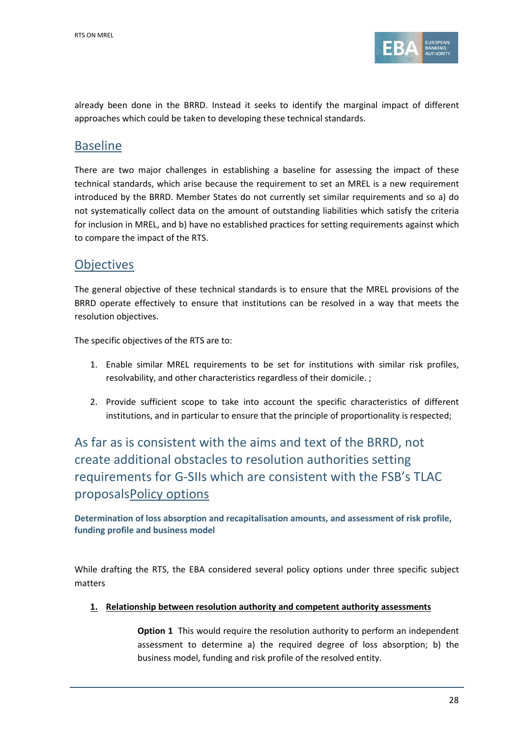already been done in the BRRD. Instead it seeks to identify the marginal impact of different approaches which could be taken to developing these technical standards.

## Baseline

There are two major challenges in establishing a baseline for assessing the impact of these technical standards, which arise because the requirement to set an MREL is a new requirement introduced by the BRRD. Member States do not currently set similar requirements and so a) do not systematically collect data on the amount of outstanding liabilities which satisfy the criteria for inclusion in MREL, and b) have no established practices for setting requirements against which to compare the impact of the RTS.

## Objectives

The general objective of these technical standards is to ensure that the MREL provisions of the BRRD operate effectively to ensure that institutions can be resolved in a way that meets the resolution objectives.

The specific objectives of the RTS are to:

1. Enable similar MREL requirements to be set for institutions with similar risk profiles, resolvability, and other characteristics regardless of their domicile. ;
2. Provide sufficient scope to take into account the specific characteristics of different institutions, and in particular to ensure that the principle of proportionality is respected;

## As far as is consistent with the aims and text of the BRRD, not create additional obstacles to resolution authorities setting requirements for G-SIIs which are consistent with the FSB's TLAC proposalsPolicy options

### Determination of loss absorption and recapitalisation amounts, and assessment of risk profile, funding profile and business model

While drafting the RTS, the EBA considered several policy options under three specific subject matters

1. **Relationship between resolution authority and competent authority assessments**

   **Option 1** This would require the resolution authority to perform an independent assessment to determine a) the required degree of loss absorption; b) the business model, funding and risk profile of the resolved entity.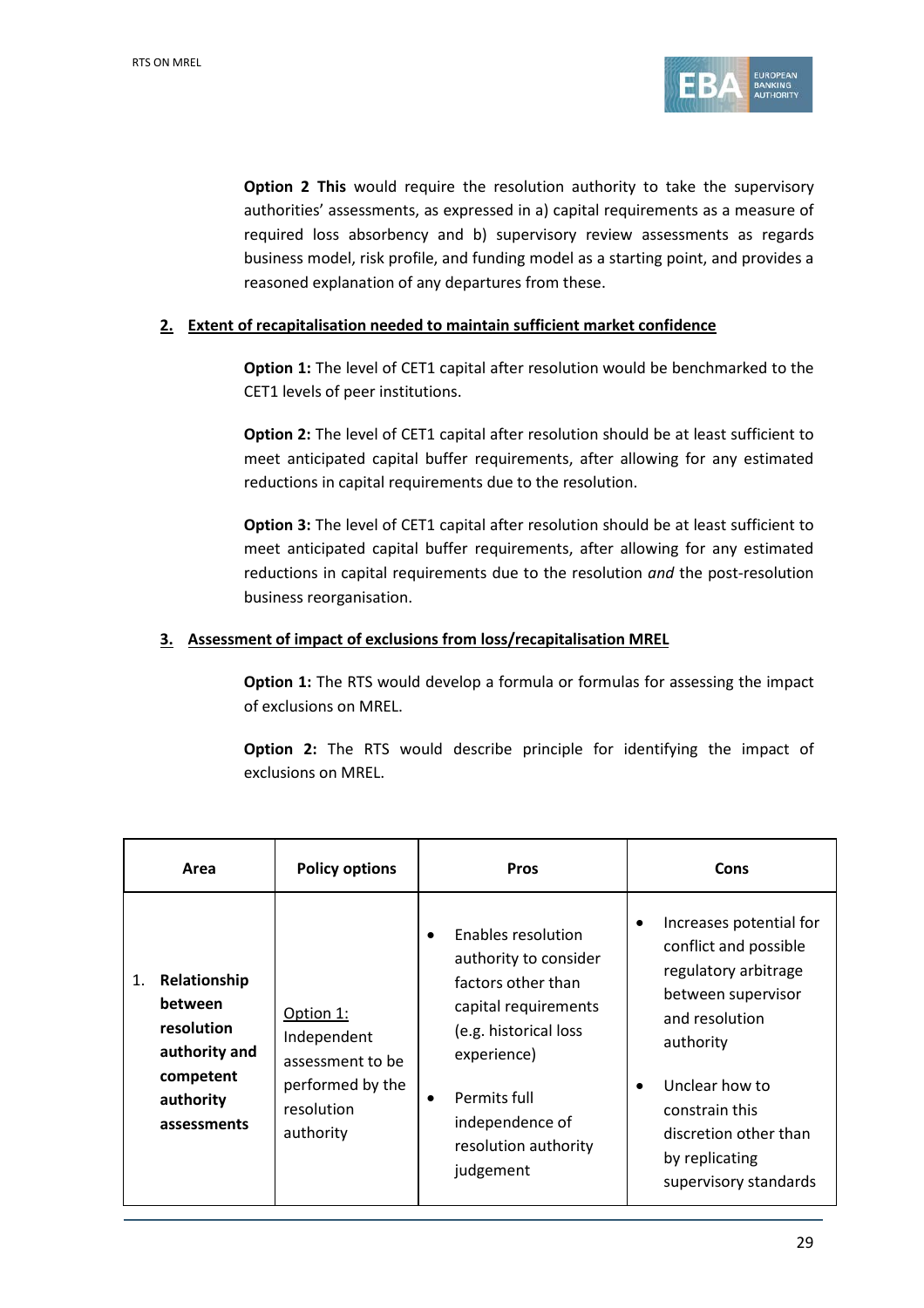**Option 2 This** would require the resolution authority to take the supervisory authorities' assessments, as expressed in a) capital requirements as a measure of required loss absorbency and b) supervisory review assessments as regards business model, risk profile, and funding model as a starting point, and provides a reasoned explanation of any departures from these.

2. **Extent of recapitalisation needed to maintain sufficient market confidence**

**Option 1:** The level of CET1 capital after resolution would be benchmarked to the CET1 levels of peer institutions.

**Option 2:** The level of CET1 capital after resolution should be at least sufficient to meet anticipated capital buffer requirements, after allowing for any estimated reductions in capital requirements due to the resolution.

**Option 3:** The level of CET1 capital after resolution should be at least sufficient to meet anticipated capital buffer requirements, after allowing for any estimated reductions in capital requirements due to the resolution *and* the post-resolution business reorganisation.

3. **Assessment of impact of exclusions from loss/recapitalisation MREL**

**Option 1:** The RTS would develop a formula or formulas for assessing the impact of exclusions on MREL.

**Option 2:** The RTS would describe principle for identifying the impact of exclusions on MREL.

| Area | Policy options | Pros | Cons |
|---|---|---|---|
| 1. **Relationship between resolution authority and competent authority assessments** | Option 1: Independent assessment to be performed by the resolution authority | • Enables resolution authority to consider factors other than capital requirements (e.g. historical loss experience)<br>• Permits full independence of resolution authority judgement | • Increases potential for conflict and possible regulatory arbitrage between supervisor and resolution authority<br>• Unclear how to constrain this discretion other than by replicating supervisory standards |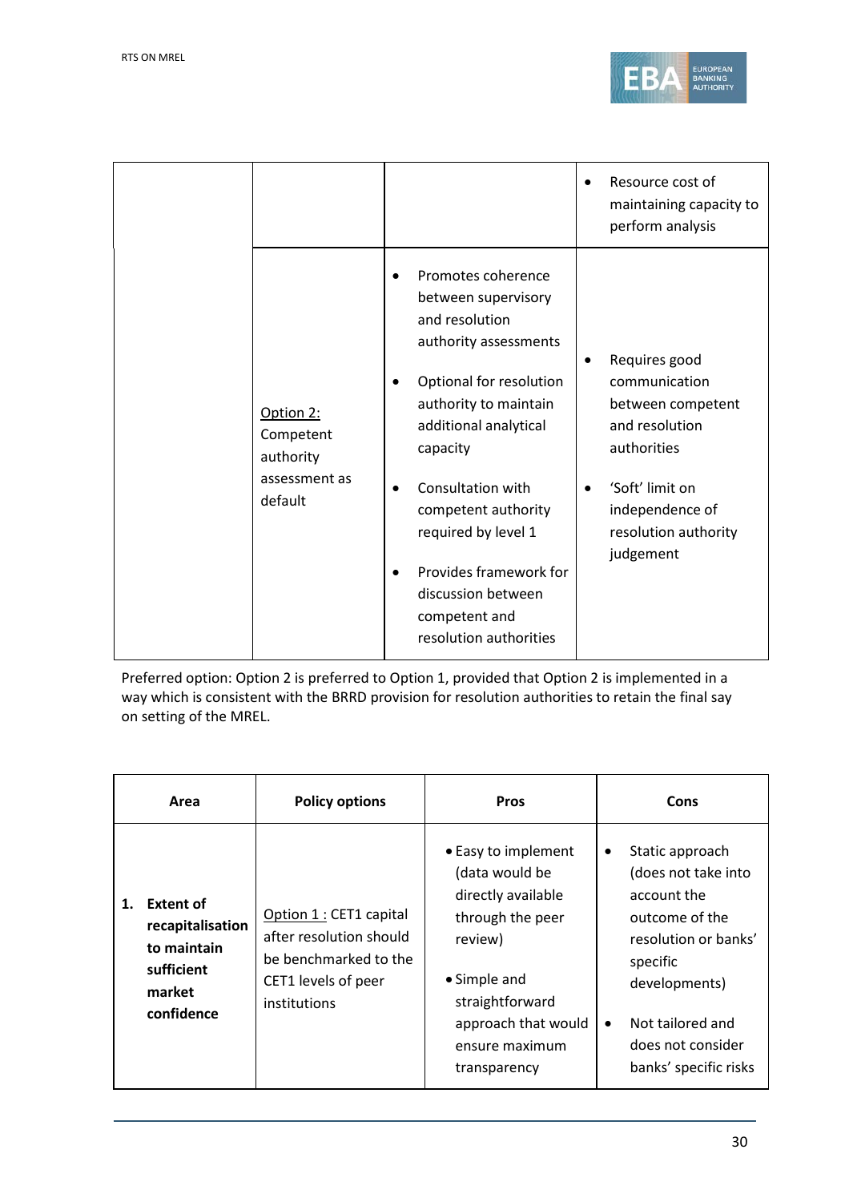| | | | |
|---|---|---|---|
| | | | • Resource cost of maintaining capacity to perform analysis |
| | Option 2: Competent authority assessment as default | • Promotes coherence between supervisory and resolution authority assessments<br>• Optional for resolution authority to maintain additional analytical capacity<br>• Consultation with competent authority required by level 1<br>• Provides framework for discussion between competent and resolution authorities | • Requires good communication between competent and resolution authorities<br>• 'Soft' limit on independence of resolution authority judgement |

Preferred option: Option 2 is preferred to Option 1, provided that Option 2 is implemented in a way which is consistent with the BRRD provision for resolution authorities to retain the final say on setting of the MREL.

| Area | Policy options | Pros | Cons |
|---|---|---|---|
| **1. Extent of recapitalisation to maintain sufficient market confidence** | Option 1 : CET1 capital after resolution should be benchmarked to the CET1 levels of peer institutions | • Easy to implement (data would be directly available through the peer review)<br>• Simple and straightforward approach that would ensure maximum transparency | • Static approach (does not take into account the outcome of the resolution or banks' specific developments)<br>• Not tailored and does not consider banks' specific risks |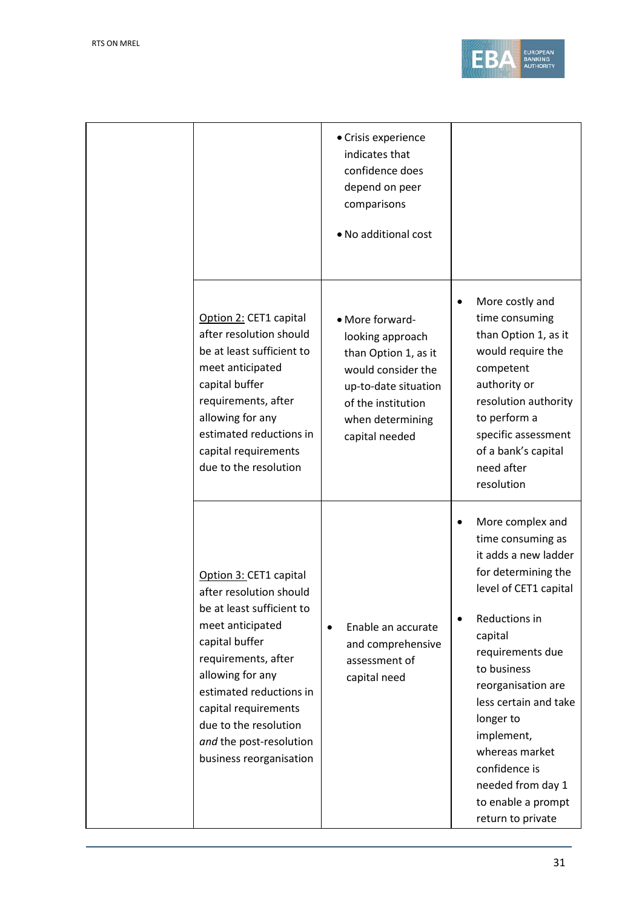|  |  |  |  |
|---|---|---|---|
|  |  | • Crisis experience indicates that confidence does depend on peer comparisons<br><br>• No additional cost |  |
|  | Option 2: CET1 capital after resolution should be at least sufficient to meet anticipated capital buffer requirements, after allowing for any estimated reductions in capital requirements due to the resolution | • More forward-looking approach than Option 1, as it would consider the up-to-date situation of the institution when determining capital needed | • More costly and time consuming than Option 1, as it would require the competent authority or resolution authority to perform a specific assessment of a bank's capital need after resolution |
|  | Option 3: CET1 capital after resolution should be at least sufficient to meet anticipated capital buffer requirements, after allowing for any estimated reductions in capital requirements due to the resolution *and* the post-resolution business reorganisation | • Enable an accurate and comprehensive assessment of capital need | • More complex and time consuming as it adds a new ladder for determining the level of CET1 capital<br><br>• Reductions in capital requirements due to business reorganisation are less certain and take longer to implement, whereas market confidence is needed from day 1 to enable a prompt return to private |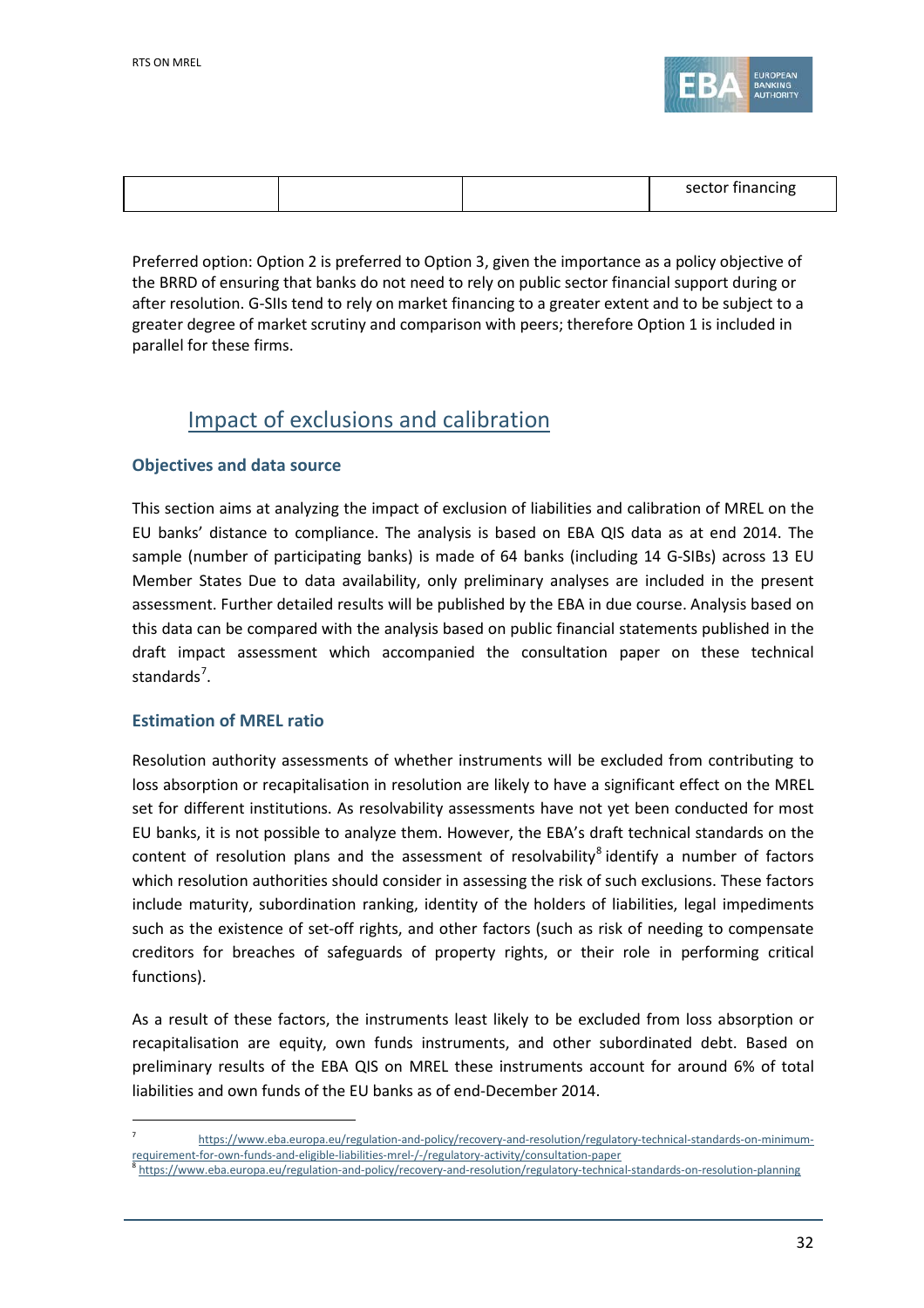| | | | sector financing |
|---|---|---|---|

Preferred option: Option 2 is preferred to Option 3, given the importance as a policy objective of the BRRD of ensuring that banks do not need to rely on public sector financial support during or after resolution. G-SIIs tend to rely on market financing to a greater extent and to be subject to a greater degree of market scrutiny and comparison with peers; therefore Option 1 is included in parallel for these firms.

## Impact of exclusions and calibration

### Objectives and data source

This section aims at analyzing the impact of exclusion of liabilities and calibration of MREL on the EU banks' distance to compliance. The analysis is based on EBA QIS data as at end 2014. The sample (number of participating banks) is made of 64 banks (including 14 G-SIBs) across 13 EU Member States Due to data availability, only preliminary analyses are included in the present assessment. Further detailed results will be published by the EBA in due course. Analysis based on this data can be compared with the analysis based on public financial statements published in the draft impact assessment which accompanied the consultation paper on these technical standards[7].

### Estimation of MREL ratio

Resolution authority assessments of whether instruments will be excluded from contributing to loss absorption or recapitalisation in resolution are likely to have a significant effect on the MREL set for different institutions. As resolvability assessments have not yet been conducted for most EU banks, it is not possible to analyze them. However, the EBA's draft technical standards on the content of resolution plans and the assessment of resolvability[8] identify a number of factors which resolution authorities should consider in assessing the risk of such exclusions. These factors include maturity, subordination ranking, identity of the holders of liabilities, legal impediments such as the existence of set-off rights, and other factors (such as risk of needing to compensate creditors for breaches of safeguards of property rights, or their role in performing critical functions).

As a result of these factors, the instruments least likely to be excluded from loss absorption or recapitalisation are equity, own funds instruments, and other subordinated debt. Based on preliminary results of the EBA QIS on MREL these instruments account for around 6% of total liabilities and own funds of the EU banks as of end-December 2014.

---

[7] https://www.eba.europa.eu/regulation-and-policy/recovery-and-resolution/regulatory-technical-standards-on-minimum-requirement-for-own-funds-and-eligible-liabilities-mrel-/-/regulatory-activity/consultation-paper

[8] https://www.eba.europa.eu/regulation-and-policy/recovery-and-resolution/regulatory-technical-standards-on-resolution-planning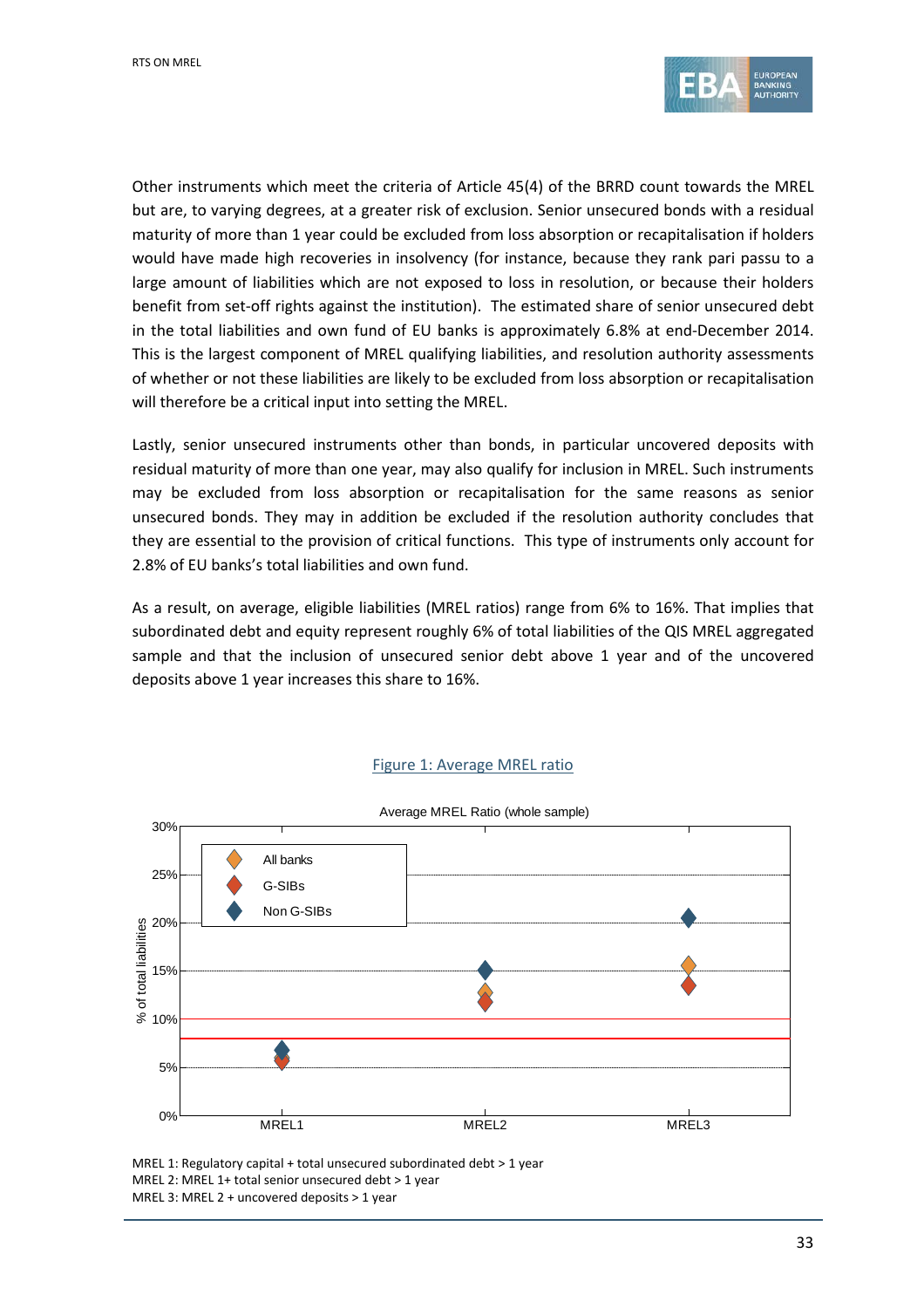Other instruments which meet the criteria of Article 45(4) of the BRRD count towards the MREL but are, to varying degrees, at a greater risk of exclusion. Senior unsecured bonds with a residual maturity of more than 1 year could be excluded from loss absorption or recapitalisation if holders would have made high recoveries in insolvency (for instance, because they rank pari passu to a large amount of liabilities which are not exposed to loss in resolution, or because their holders benefit from set-off rights against the institution). The estimated share of senior unsecured debt in the total liabilities and own fund of EU banks is approximately 6.8% at end-December 2014. This is the largest component of MREL qualifying liabilities, and resolution authority assessments of whether or not these liabilities are likely to be excluded from loss absorption or recapitalisation will therefore be a critical input into setting the MREL.

Lastly, senior unsecured instruments other than bonds, in particular uncovered deposits with residual maturity of more than one year, may also qualify for inclusion in MREL. Such instruments may be excluded from loss absorption or recapitalisation for the same reasons as senior unsecured bonds. They may in addition be excluded if the resolution authority concludes that they are essential to the provision of critical functions. This type of instruments only account for 2.8% of EU banks's total liabilities and own fund.

As a result, on average, eligible liabilities (MREL ratios) range from 6% to 16%. That implies that subordinated debt and equity represent roughly 6% of total liabilities of the QIS MREL aggregated sample and that the inclusion of unsecured senior debt above 1 year and of the uncovered deposits above 1 year increases this share to 16%.

Figure 1: Average MREL ratio

MREL 1: Regulatory capital + total unsecured subordinated debt > 1 year
MREL 2: MREL 1+ total senior unsecured debt > 1 year
MREL 3: MREL 2 + uncovered deposits > 1 year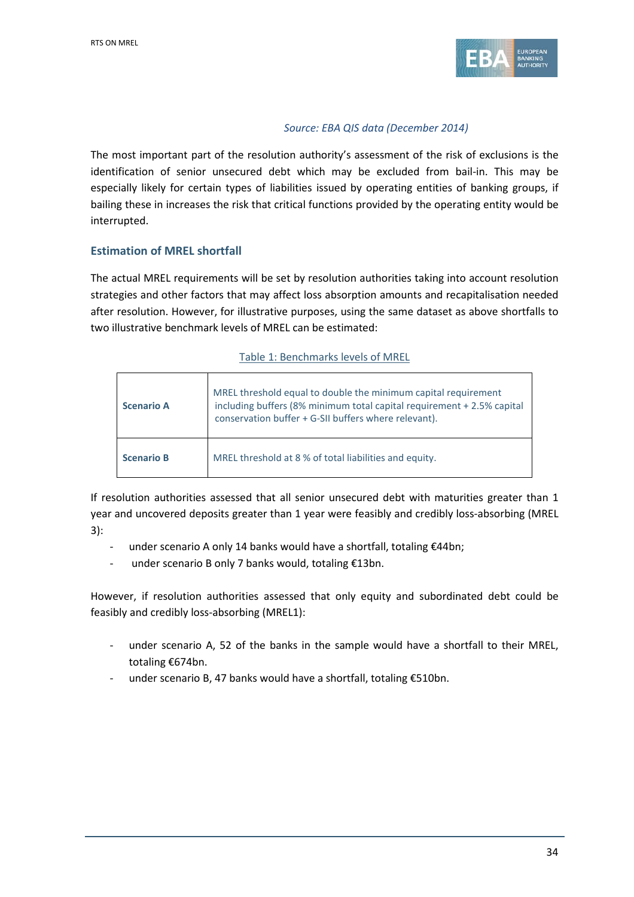*Source: EBA QIS data (December 2014)*

The most important part of the resolution authority's assessment of the risk of exclusions is the identification of senior unsecured debt which may be excluded from bail-in. This may be especially likely for certain types of liabilities issued by operating entities of banking groups, if bailing these in increases the risk that critical functions provided by the operating entity would be interrupted.

### Estimation of MREL shortfall

The actual MREL requirements will be set by resolution authorities taking into account resolution strategies and other factors that may affect loss absorption amounts and recapitalisation needed after resolution. However, for illustrative purposes, using the same dataset as above shortfalls to two illustrative benchmark levels of MREL can be estimated:

Table 1: Benchmarks levels of MREL

| | |
|---|---|
| **Scenario A** | MREL threshold equal to double the minimum capital requirement including buffers (8% minimum total capital requirement + 2.5% capital conservation buffer + G-SII buffers where relevant). |
| **Scenario B** | MREL threshold at 8 % of total liabilities and equity. |

If resolution authorities assessed that all senior unsecured debt with maturities greater than 1 year and uncovered deposits greater than 1 year were feasibly and credibly loss-absorbing (MREL 3):

- under scenario A only 14 banks would have a shortfall, totaling €44bn;
- under scenario B only 7 banks would, totaling €13bn.

However, if resolution authorities assessed that only equity and subordinated debt could be feasibly and credibly loss-absorbing (MREL1):

- under scenario A, 52 of the banks in the sample would have a shortfall to their MREL, totaling €674bn.
- under scenario B, 47 banks would have a shortfall, totaling €510bn.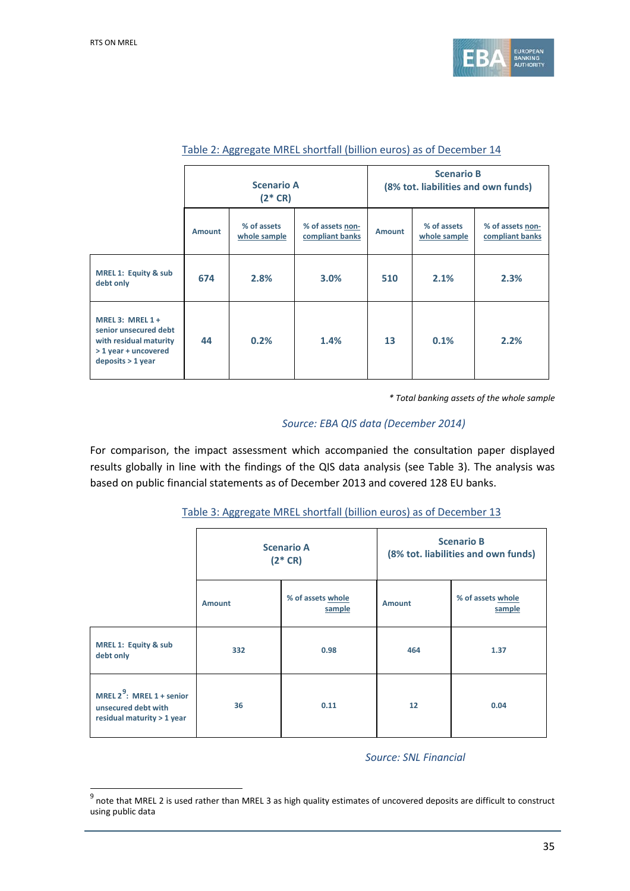Table 2: Aggregate MREL shortfall (billion euros) as of December 14

| | Scenario A (2* CR) | | | Scenario B (8% tot. liabilities and own funds) | | |
|---|---|---|---|---|---|---|
| | Amount | % of assets whole sample | % of assets non-compliant banks | Amount | % of assets whole sample | % of assets non-compliant banks |
| MREL 1: Equity & sub debt only | 674 | 2.8% | 3.0% | 510 | 2.1% | 2.3% |
| MREL 3: MREL 1 + senior unsecured debt with residual maturity > 1 year + uncovered deposits > 1 year | 44 | 0.2% | 1.4% | 13 | 0.1% | 2.2% |

*\* Total banking assets of the whole sample*

*Source: EBA QIS data (December 2014)*

For comparison, the impact assessment which accompanied the consultation paper displayed results globally in line with the findings of the QIS data analysis (see Table 3). The analysis was based on public financial statements as of December 2013 and covered 128 EU banks.

Table 3: Aggregate MREL shortfall (billion euros) as of December 13

| | Scenario A (2* CR) | | Scenario B (8% tot. liabilities and own funds) | |
|---|---|---|---|---|
| | Amount | % of assets whole sample | Amount | % of assets whole sample |
| MREL 1: Equity & sub debt only | 332 | 0.98 | 464 | 1.37 |
| MREL 2[9]: MREL 1 + senior unsecured debt with residual maturity > 1 year | 36 | 0.11 | 12 | 0.04 |

*Source: SNL Financial*

[9] note that MREL 2 is used rather than MREL 3 as high quality estimates of uncovered deposits are difficult to construct using public data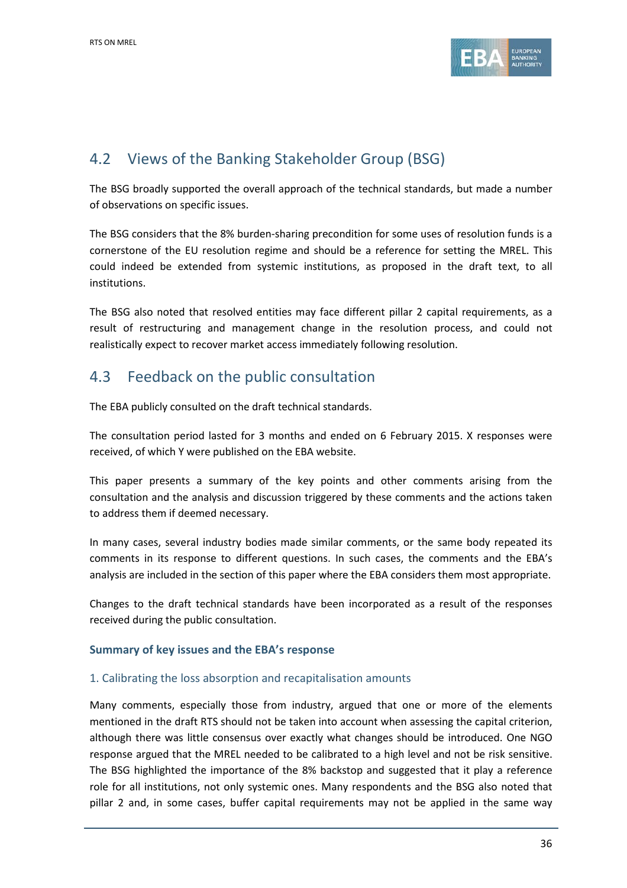## 4.2 Views of the Banking Stakeholder Group (BSG)

The BSG broadly supported the overall approach of the technical standards, but made a number of observations on specific issues.

The BSG considers that the 8% burden-sharing precondition for some uses of resolution funds is a cornerstone of the EU resolution regime and should be a reference for setting the MREL. This could indeed be extended from systemic institutions, as proposed in the draft text, to all institutions.

The BSG also noted that resolved entities may face different pillar 2 capital requirements, as a result of restructuring and management change in the resolution process, and could not realistically expect to recover market access immediately following resolution.

## 4.3 Feedback on the public consultation

The EBA publicly consulted on the draft technical standards.

The consultation period lasted for 3 months and ended on 6 February 2015. X responses were received, of which Y were published on the EBA website.

This paper presents a summary of the key points and other comments arising from the consultation and the analysis and discussion triggered by these comments and the actions taken to address them if deemed necessary.

In many cases, several industry bodies made similar comments, or the same body repeated its comments in its response to different questions. In such cases, the comments and the EBA's analysis are included in the section of this paper where the EBA considers them most appropriate.

Changes to the draft technical standards have been incorporated as a result of the responses received during the public consultation.

### Summary of key issues and the EBA's response

#### 1. Calibrating the loss absorption and recapitalisation amounts

Many comments, especially those from industry, argued that one or more of the elements mentioned in the draft RTS should not be taken into account when assessing the capital criterion, although there was little consensus over exactly what changes should be introduced. One NGO response argued that the MREL needed to be calibrated to a high level and not be risk sensitive. The BSG highlighted the importance of the 8% backstop and suggested that it play a reference role for all institutions, not only systemic ones. Many respondents and the BSG also noted that pillar 2 and, in some cases, buffer capital requirements may not be applied in the same way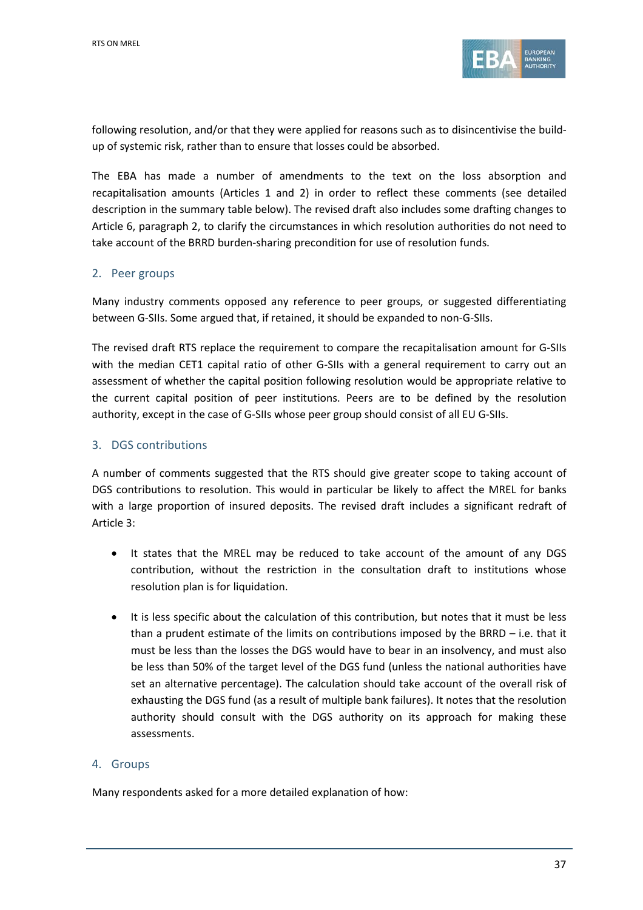following resolution, and/or that they were applied for reasons such as to disincentivise the build-up of systemic risk, rather than to ensure that losses could be absorbed.

The EBA has made a number of amendments to the text on the loss absorption and recapitalisation amounts (Articles 1 and 2) in order to reflect these comments (see detailed description in the summary table below). The revised draft also includes some drafting changes to Article 6, paragraph 2, to clarify the circumstances in which resolution authorities do not need to take account of the BRRD burden-sharing precondition for use of resolution funds.

## 2. Peer groups

Many industry comments opposed any reference to peer groups, or suggested differentiating between G-SIIs. Some argued that, if retained, it should be expanded to non-G-SIIs.

The revised draft RTS replace the requirement to compare the recapitalisation amount for G-SIIs with the median CET1 capital ratio of other G-SIIs with a general requirement to carry out an assessment of whether the capital position following resolution would be appropriate relative to the current capital position of peer institutions. Peers are to be defined by the resolution authority, except in the case of G-SIIs whose peer group should consist of all EU G-SIIs.

## 3. DGS contributions

A number of comments suggested that the RTS should give greater scope to taking account of DGS contributions to resolution. This would in particular be likely to affect the MREL for banks with a large proportion of insured deposits. The revised draft includes a significant redraft of Article 3:

- It states that the MREL may be reduced to take account of the amount of any DGS contribution, without the restriction in the consultation draft to institutions whose resolution plan is for liquidation.
- It is less specific about the calculation of this contribution, but notes that it must be less than a prudent estimate of the limits on contributions imposed by the BRRD – i.e. that it must be less than the losses the DGS would have to bear in an insolvency, and must also be less than 50% of the target level of the DGS fund (unless the national authorities have set an alternative percentage). The calculation should take account of the overall risk of exhausting the DGS fund (as a result of multiple bank failures). It notes that the resolution authority should consult with the DGS authority on its approach for making these assessments.

## 4. Groups

Many respondents asked for a more detailed explanation of how: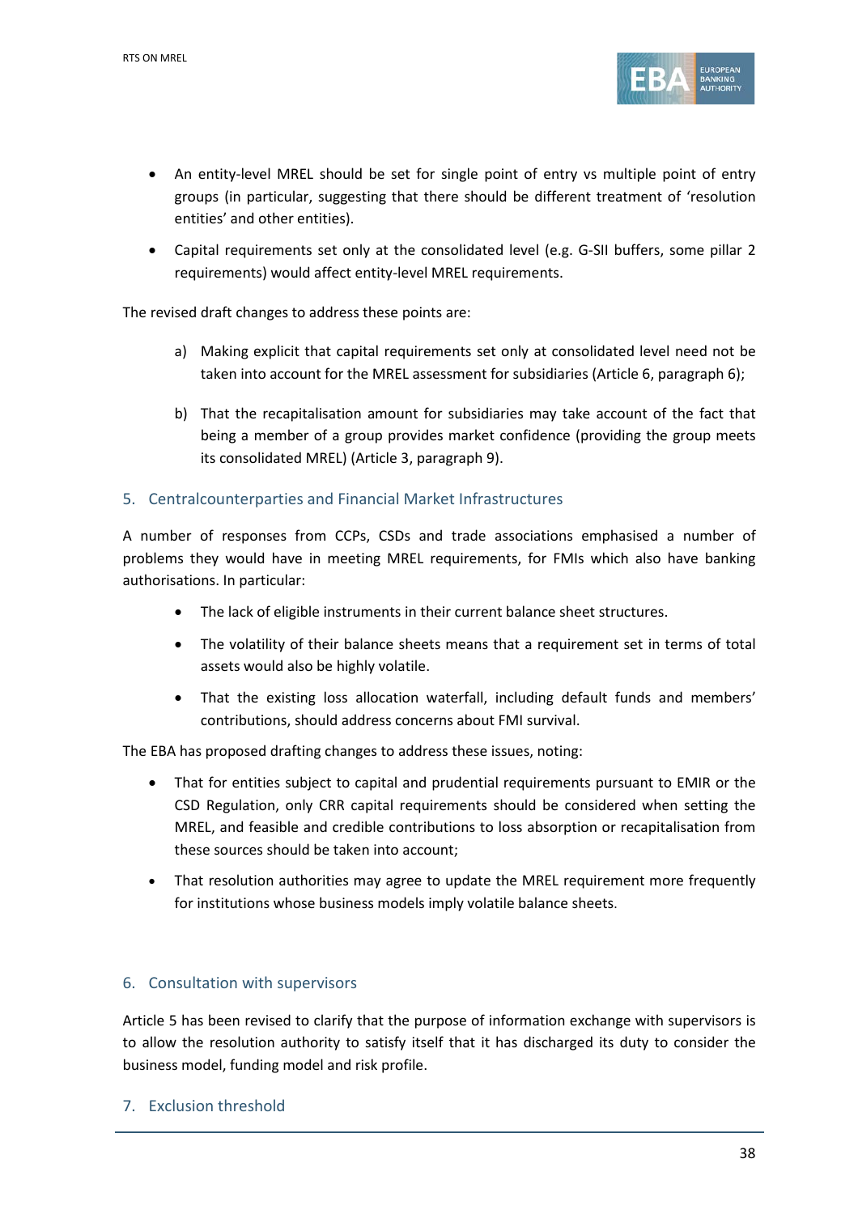- An entity-level MREL should be set for single point of entry vs multiple point of entry groups (in particular, suggesting that there should be different treatment of 'resolution entities' and other entities).
- Capital requirements set only at the consolidated level (e.g. G-SII buffers, some pillar 2 requirements) would affect entity-level MREL requirements.

The revised draft changes to address these points are:

a) Making explicit that capital requirements set only at consolidated level need not be taken into account for the MREL assessment for subsidiaries (Article 6, paragraph 6);

b) That the recapitalisation amount for subsidiaries may take account of the fact that being a member of a group provides market confidence (providing the group meets its consolidated MREL) (Article 3, paragraph 9).

## 5. Centralcounterparties and Financial Market Infrastructures

A number of responses from CCPs, CSDs and trade associations emphasised a number of problems they would have in meeting MREL requirements, for FMIs which also have banking authorisations. In particular:

- The lack of eligible instruments in their current balance sheet structures.
- The volatility of their balance sheets means that a requirement set in terms of total assets would also be highly volatile.
- That the existing loss allocation waterfall, including default funds and members' contributions, should address concerns about FMI survival.

The EBA has proposed drafting changes to address these issues, noting:

- That for entities subject to capital and prudential requirements pursuant to EMIR or the CSD Regulation, only CRR capital requirements should be considered when setting the MREL, and feasible and credible contributions to loss absorption or recapitalisation from these sources should be taken into account;
- That resolution authorities may agree to update the MREL requirement more frequently for institutions whose business models imply volatile balance sheets.

## 6. Consultation with supervisors

Article 5 has been revised to clarify that the purpose of information exchange with supervisors is to allow the resolution authority to satisfy itself that it has discharged its duty to consider the business model, funding model and risk profile.

## 7. Exclusion threshold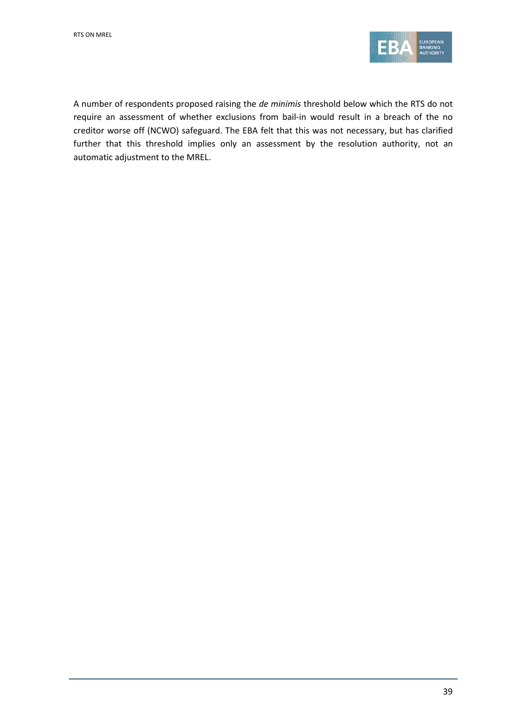A number of respondents proposed raising the *de minimis* threshold below which the RTS do not require an assessment of whether exclusions from bail-in would result in a breach of the no creditor worse off (NCWO) safeguard. The EBA felt that this was not necessary, but has clarified further that this threshold implies only an assessment by the resolution authority, not an automatic adjustment to the MREL.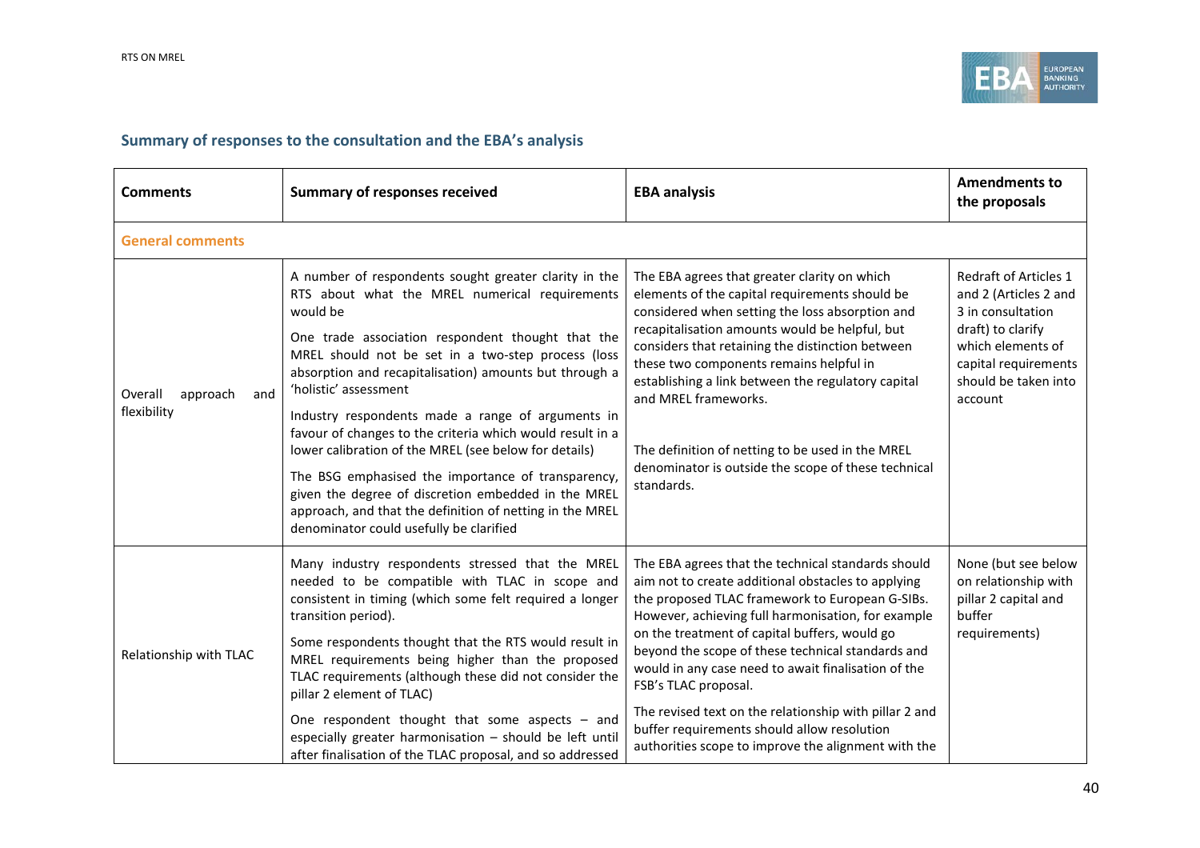## Summary of responses to the consultation and the EBA's analysis

| Comments | Summary of responses received | EBA analysis | Amendments to the proposals |
|---|---|---|---|
| **General comments** | | | |
| Overall approach and flexibility | A number of respondents sought greater clarity in the RTS about what the MREL numerical requirements would be<br><br>One trade association respondent thought that the MREL should not be set in a two-step process (loss absorption and recapitalisation) amounts but through a 'holistic' assessment<br><br>Industry respondents made a range of arguments in favour of changes to the criteria which would result in a lower calibration of the MREL (see below for details)<br><br>The BSG emphasised the importance of transparency, given the degree of discretion embedded in the MREL approach, and that the definition of netting in the MREL denominator could usefully be clarified | The EBA agrees that greater clarity on which elements of the capital requirements should be considered when setting the loss absorption and recapitalisation amounts would be helpful, but considers that retaining the distinction between these two components remains helpful in establishing a link between the regulatory capital and MREL frameworks.<br><br>The definition of netting to be used in the MREL denominator is outside the scope of these technical standards. | Redraft of Articles 1 and 2 (Articles 2 and 3 in consultation draft) to clarify which elements of capital requirements should be taken into account |
| Relationship with TLAC | Many industry respondents stressed that the MREL needed to be compatible with TLAC in scope and consistent in timing (which some felt required a longer transition period).<br><br>Some respondents thought that the RTS would result in MREL requirements being higher than the proposed TLAC requirements (although these did not consider the pillar 2 element of TLAC)<br><br>One respondent thought that some aspects – and especially greater harmonisation – should be left until after finalisation of the TLAC proposal, and so addressed | The EBA agrees that the technical standards should aim not to create additional obstacles to applying the proposed TLAC framework to European G-SIBs. However, achieving full harmonisation, for example on the treatment of capital buffers, would go beyond the scope of these technical standards and would in any case need to await finalisation of the FSB's TLAC proposal.<br><br>The revised text on the relationship with pillar 2 and buffer requirements should allow resolution authorities scope to improve the alignment with the | None (but see below on relationship with pillar 2 capital and buffer requirements) |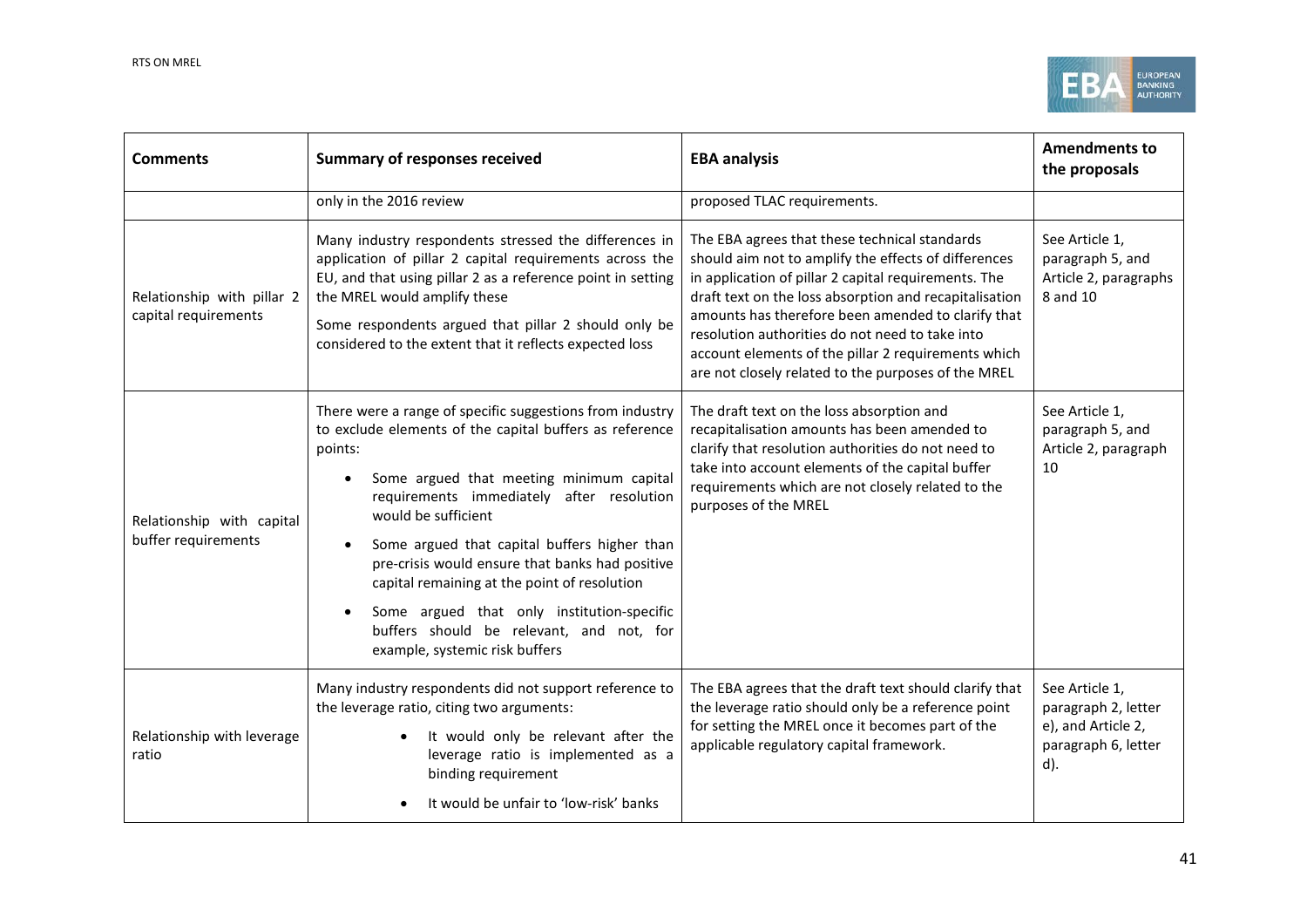| Comments | Summary of responses received | EBA analysis | Amendments to the proposals |
|---|---|---|---|
| | only in the 2016 review | proposed TLAC requirements. | |
| Relationship with pillar 2 capital requirements | Many industry respondents stressed the differences in application of pillar 2 capital requirements across the EU, and that using pillar 2 as a reference point in setting the MREL would amplify these<br><br>Some respondents argued that pillar 2 should only be considered to the extent that it reflects expected loss | The EBA agrees that these technical standards should aim not to amplify the effects of differences in application of pillar 2 capital requirements. The draft text on the loss absorption and recapitalisation amounts has therefore been amended to clarify that resolution authorities do not need to take into account elements of the pillar 2 requirements which are not closely related to the purposes of the MREL | See Article 1, paragraph 5, and Article 2, paragraphs 8 and 10 |
| Relationship with capital buffer requirements | There were a range of specific suggestions from industry to exclude elements of the capital buffers as reference points:<br><br>• Some argued that meeting minimum capital requirements immediately after resolution would be sufficient<br><br>• Some argued that capital buffers higher than pre-crisis would ensure that banks had positive capital remaining at the point of resolution<br><br>• Some argued that only institution-specific buffers should be relevant, and not, for example, systemic risk buffers | The draft text on the loss absorption and recapitalisation amounts has been amended to clarify that resolution authorities do not need to take into account elements of the capital buffer requirements which are not closely related to the purposes of the MREL | See Article 1, paragraph 5, and Article 2, paragraph 10 |
| Relationship with leverage ratio | Many industry respondents did not support reference to the leverage ratio, citing two arguments:<br><br>• It would only be relevant after the leverage ratio is implemented as a binding requirement<br><br>• It would be unfair to 'low-risk' banks | The EBA agrees that the draft text should clarify that the leverage ratio should only be a reference point for setting the MREL once it becomes part of the applicable regulatory capital framework. | See Article 1, paragraph 2, letter e), and Article 2, paragraph 6, letter d). |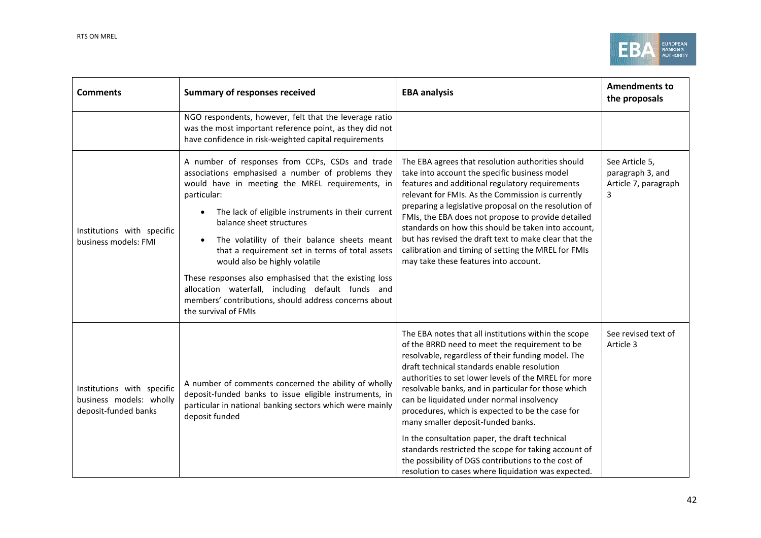| Comments | Summary of responses received | EBA analysis | Amendments to the proposals |
|---|---|---|---|
| | NGO respondents, however, felt that the leverage ratio was the most important reference point, as they did not have confidence in risk-weighted capital requirements | | |
| Institutions with specific business models: FMI | A number of responses from CCPs, CSDs and trade associations emphasised a number of problems they would have in meeting the MREL requirements, in particular:<br>• The lack of eligible instruments in their current balance sheet structures<br>• The volatility of their balance sheets meant that a requirement set in terms of total assets would also be highly volatile<br>These responses also emphasised that the existing loss allocation waterfall, including default funds and members' contributions, should address concerns about the survival of FMIs | The EBA agrees that resolution authorities should take into account the specific business model features and additional regulatory requirements relevant for FMIs. As the Commission is currently preparing a legislative proposal on the resolution of FMIs, the EBA does not propose to provide detailed standards on how this should be taken into account, but has revised the draft text to make clear that the calibration and timing of setting the MREL for FMIs may take these features into account. | See Article 5, paragraph 3, and Article 7, paragraph 3 |
| Institutions with specific business models: wholly deposit-funded banks | A number of comments concerned the ability of wholly deposit-funded banks to issue eligible instruments, in particular in national banking sectors which were mainly deposit funded | The EBA notes that all institutions within the scope of the BRRD need to meet the requirement to be resolvable, regardless of their funding model. The draft technical standards enable resolution authorities to set lower levels of the MREL for more resolvable banks, and in particular for those which can be liquidated under normal insolvency procedures, which is expected to be the case for many smaller deposit-funded banks.<br>In the consultation paper, the draft technical standards restricted the scope for taking account of the possibility of DGS contributions to the cost of resolution to cases where liquidation was expected. | See revised text of Article 3 |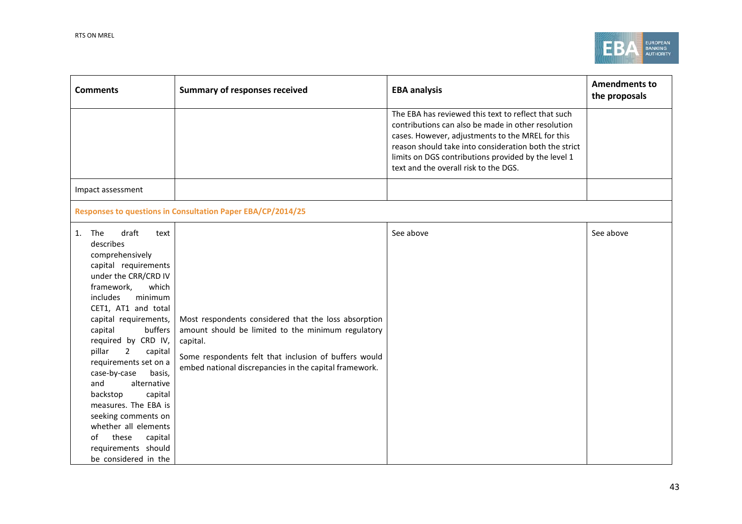| Comments | Summary of responses received | EBA analysis | Amendments to the proposals |
|---|---|---|---|
| | | The EBA has reviewed this text to reflect that such contributions can also be made in other resolution cases. However, adjustments to the MREL for this reason should take into consideration both the strict limits on DGS contributions provided by the level 1 text and the overall risk to the DGS. | |
| Impact assessment | | | |
| **Responses to questions in Consultation Paper EBA/CP/2014/25** | | | |
| 1. The draft text describes comprehensively capital requirements under the CRR/CRD IV framework, which includes minimum CET1, AT1 and total capital requirements, capital buffers required by CRD IV, pillar 2 capital requirements set on a case-by-case basis, and alternative backstop capital measures. The EBA is seeking comments on whether all elements of these capital requirements should be considered in the | Most respondents considered that the loss absorption amount should be limited to the minimum regulatory capital.<br><br>Some respondents felt that inclusion of buffers would embed national discrepancies in the capital framework. | See above | See above |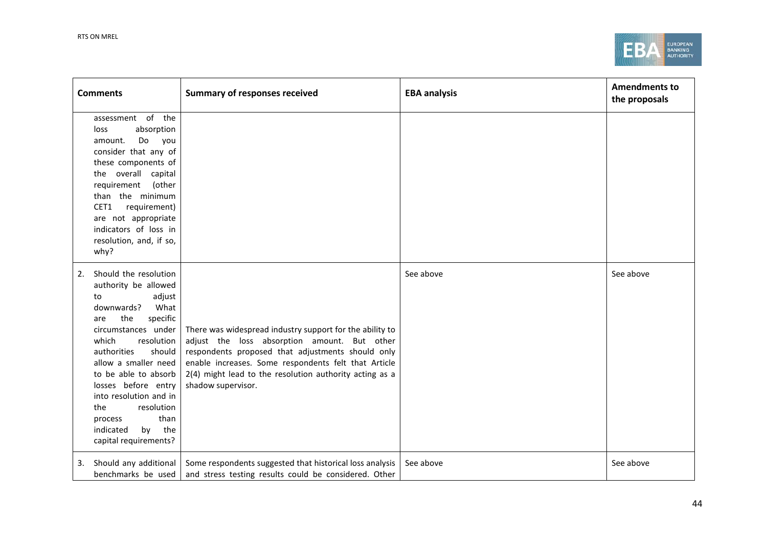| Comments | Summary of responses received | EBA analysis | Amendments to the proposals |
|---|---|---|---|
| assessment of the loss absorption amount. Do you consider that any of these components of the overall capital requirement (other than the minimum CET1 requirement) are not appropriate indicators of loss in resolution, and, if so, why? | | | |
| 2. Should the resolution authority be allowed to adjust downwards? What are the specific circumstances under which resolution authorities should allow a smaller need to be able to absorb losses before entry into resolution and in the resolution process than indicated by the capital requirements? | There was widespread industry support for the ability to adjust the loss absorption amount. But other respondents proposed that adjustments should only enable increases. Some respondents felt that Article 2(4) might lead to the resolution authority acting as a shadow supervisor. | See above | See above |
| 3. Should any additional benchmarks be used | Some respondents suggested that historical loss analysis and stress testing results could be considered. Other | See above | See above |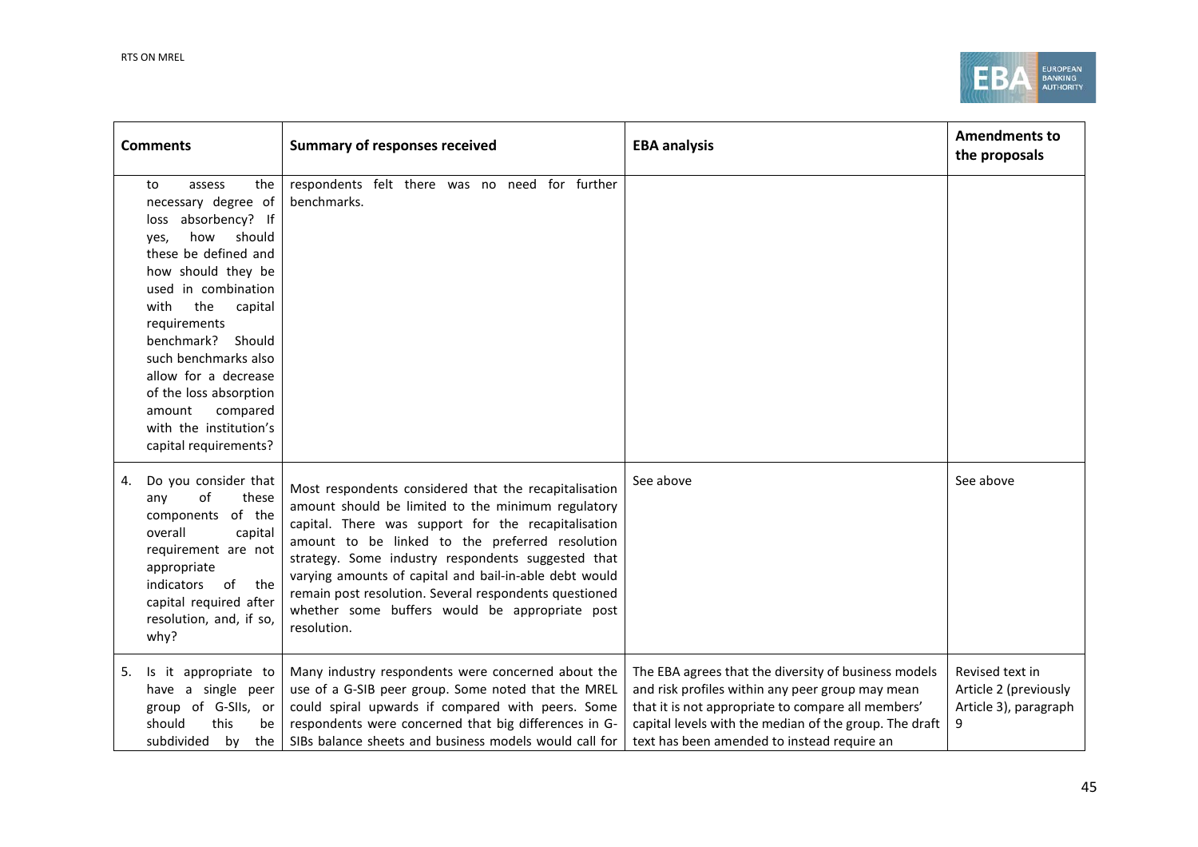| Comments | Summary of responses received | EBA analysis | Amendments to the proposals |
|---|---|---|---|
| to assess the necessary degree of loss absorbency? If yes, how should these be defined and how should they be used in combination with the capital requirements benchmark? Should such benchmarks also allow for a decrease of the loss absorption amount compared with the institution's capital requirements? | respondents felt there was no need for further benchmarks. | | |
| 4. Do you consider that any of these components of the overall capital requirement are not appropriate indicators of the capital required after resolution, and, if so, why? | Most respondents considered that the recapitalisation amount should be limited to the minimum regulatory capital. There was support for the recapitalisation amount to be linked to the preferred resolution strategy. Some industry respondents suggested that varying amounts of capital and bail-in-able debt would remain post resolution. Several respondents questioned whether some buffers would be appropriate post resolution. | See above | See above |
| 5. Is it appropriate to have a single peer group of G-SIIs, or should this be subdivided by the | Many industry respondents were concerned about the use of a G-SIB peer group. Some noted that the MREL could spiral upwards if compared with peers. Some respondents were concerned that big differences in G-SIBs balance sheets and business models would call for | The EBA agrees that the diversity of business models and risk profiles within any peer group may mean that it is not appropriate to compare all members' capital levels with the median of the group. The draft text has been amended to instead require an | Revised text in Article 2 (previously Article 3), paragraph 9 |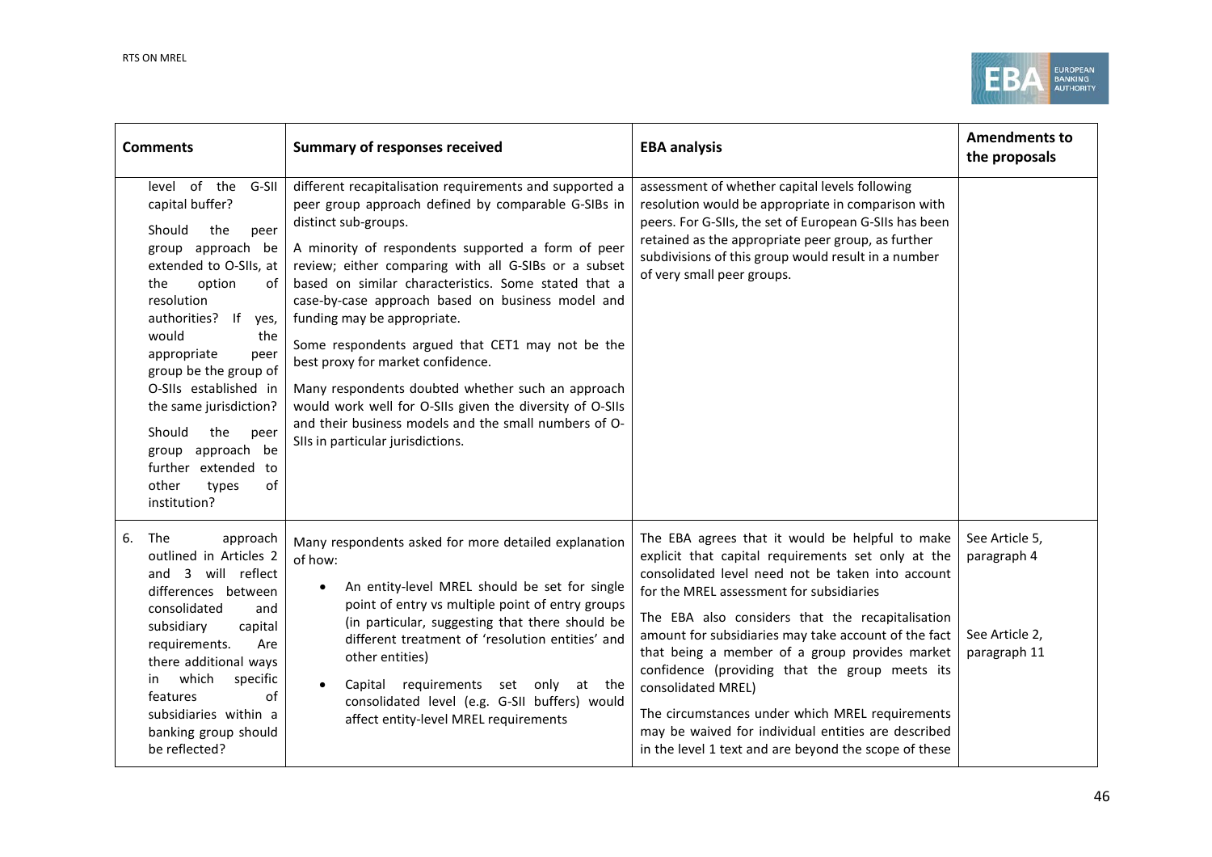| Comments | Summary of responses received | EBA analysis | Amendments to the proposals |
|---|---|---|---|
| level of the G-SII capital buffer?<br><br>Should the peer group approach be extended to O-SIIs, at the option of resolution authorities? If yes, would the appropriate peer group be the group of O-SIIs established in the same jurisdiction?<br><br>Should the peer group approach be further extended to other types of institution? | different recapitalisation requirements and supported a peer group approach defined by comparable G-SIBs in distinct sub-groups.<br><br>A minority of respondents supported a form of peer review; either comparing with all G-SIBs or a subset based on similar characteristics. Some stated that a case-by-case approach based on business model and funding may be appropriate.<br><br>Some respondents argued that CET1 may not be the best proxy for market confidence.<br><br>Many respondents doubted whether such an approach would work well for O-SIIs given the diversity of O-SIIs and their business models and the small numbers of O-SIIs in particular jurisdictions. | assessment of whether capital levels following resolution would be appropriate in comparison with peers. For G-SIIs, the set of European G-SIIs has been retained as the appropriate peer group, as further subdivisions of this group would result in a number of very small peer groups. | |
| 6. The approach outlined in Articles 2 and 3 will reflect differences between consolidated and subsidiary capital requirements. Are there additional ways in which specific features of subsidiaries within a banking group should be reflected? | Many respondents asked for more detailed explanation of how:<br><br>• An entity-level MREL should be set for single point of entry vs multiple point of entry groups (in particular, suggesting that there should be different treatment of 'resolution entities' and other entities)<br><br>• Capital requirements set only at the consolidated level (e.g. G-SII buffers) would affect entity-level MREL requirements | The EBA agrees that it would be helpful to make explicit that capital requirements set only at the consolidated level need not be taken into account for the MREL assessment for subsidiaries<br><br>The EBA also considers that the recapitalisation amount for subsidiaries may take account of the fact that being a member of a group provides market confidence (providing that the group meets its consolidated MREL)<br><br>The circumstances under which MREL requirements may be waived for individual entities are described in the level 1 text and are beyond the scope of these | See Article 5, paragraph 4<br><br>See Article 2, paragraph 11 |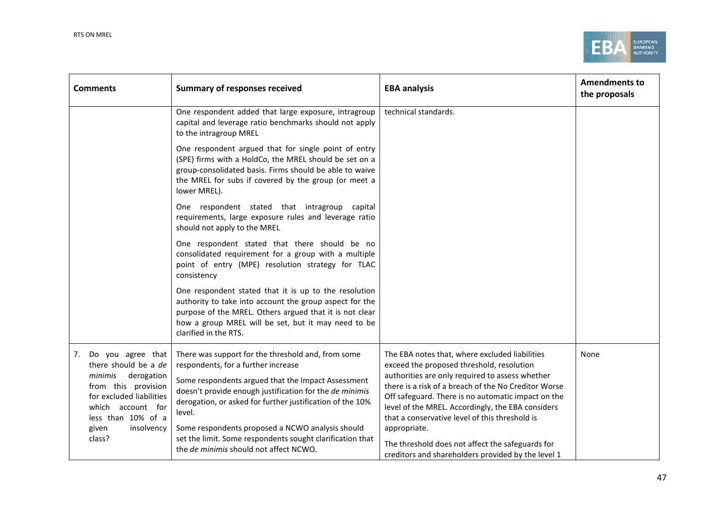| Comments | Summary of responses received | EBA analysis | Amendments to the proposals |
|---|---|---|---|
| | One respondent added that large exposure, intragroup capital and leverage ratio benchmarks should not apply to the intragroup MREL<br><br>One respondent argued that for single point of entry (SPE) firms with a HoldCo, the MREL should be set on a group-consolidated basis. Firms should be able to waive the MREL for subs if covered by the group (or meet a lower MREL).<br><br>One respondent stated that intragroup capital requirements, large exposure rules and leverage ratio should not apply to the MREL<br><br>One respondent stated that there should be no consolidated requirement for a group with a multiple point of entry (MPE) resolution strategy for TLAC consistency<br><br>One respondent stated that it is up to the resolution authority to take into account the group aspect for the purpose of the MREL. Others argued that it is not clear how a group MREL will be set, but it may need to be clarified in the RTS. | technical standards. | |
| 7. Do you agree that there should be a *de minimis* derogation from this provision for excluded liabilities which account for less than 10% of a given insolvency class? | There was support for the threshold and, from some respondents, for a further increase<br><br>Some respondents argued that the Impact Assessment doesn't provide enough justification for the *de minimis* derogation, or asked for further justification of the 10% level.<br><br>Some respondents proposed a NCWO analysis should set the limit. Some respondents sought clarification that the *de minimis* should not affect NCWO. | The EBA notes that, where excluded liabilities exceed the proposed threshold, resolution authorities are only required to assess whether there is a risk of a breach of the No Creditor Worse Off safeguard. There is no automatic impact on the level of the MREL. Accordingly, the EBA considers that a conservative level of this threshold is appropriate.<br><br>The threshold does not affect the safeguards for creditors and shareholders provided by the level 1 | None |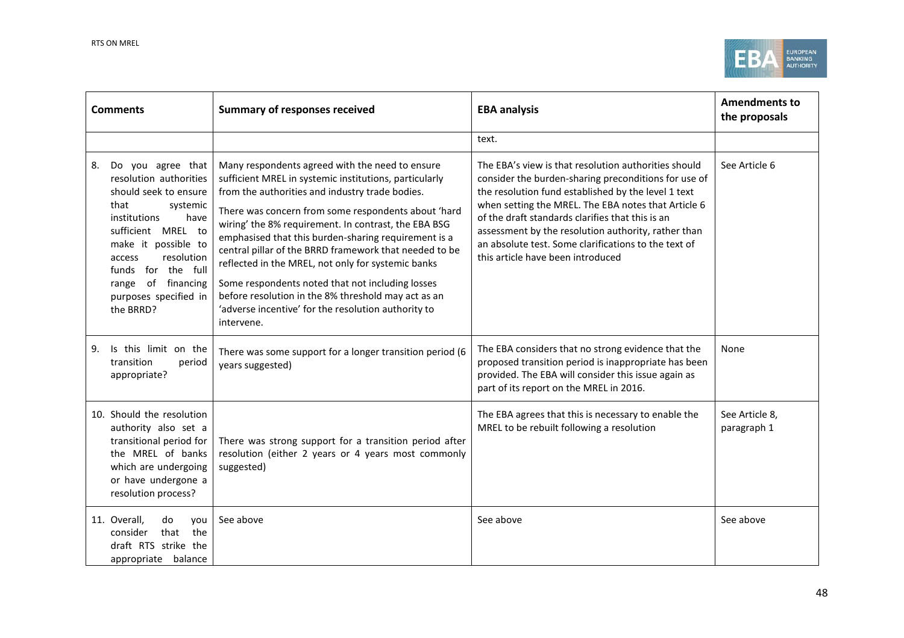| Comments | Summary of responses received | EBA analysis | Amendments to the proposals |
|---|---|---|---|
| | | text. | |
| 8. Do you agree that resolution authorities should seek to ensure that systemic institutions have sufficient MREL to make it possible to access resolution funds for the full range of financing purposes specified in the BRRD? | Many respondents agreed with the need to ensure sufficient MREL in systemic institutions, particularly from the authorities and industry trade bodies.<br><br>There was concern from some respondents about 'hard wiring' the 8% requirement. In contrast, the EBA BSG emphasised that this burden-sharing requirement is a central pillar of the BRRD framework that needed to be reflected in the MREL, not only for systemic banks<br><br>Some respondents noted that not including losses before resolution in the 8% threshold may act as an 'adverse incentive' for the resolution authority to intervene. | The EBA's view is that resolution authorities should consider the burden-sharing preconditions for use of the resolution fund established by the level 1 text when setting the MREL. The EBA notes that Article 6 of the draft standards clarifies that this is an assessment by the resolution authority, rather than an absolute test. Some clarifications to the text of this article have been introduced | See Article 6 |
| 9. Is this limit on the transition period appropriate? | There was some support for a longer transition period (6 years suggested) | The EBA considers that no strong evidence that the proposed transition period is inappropriate has been provided. The EBA will consider this issue again as part of its report on the MREL in 2016. | None |
| 10. Should the resolution authority also set a transitional period for the MREL of banks which are undergoing or have undergone a resolution process? | There was strong support for a transition period after resolution (either 2 years or 4 years most commonly suggested) | The EBA agrees that this is necessary to enable the MREL to be rebuilt following a resolution | See Article 8, paragraph 1 |
| 11. Overall, do you consider that the draft RTS strike the appropriate balance | See above | See above | See above |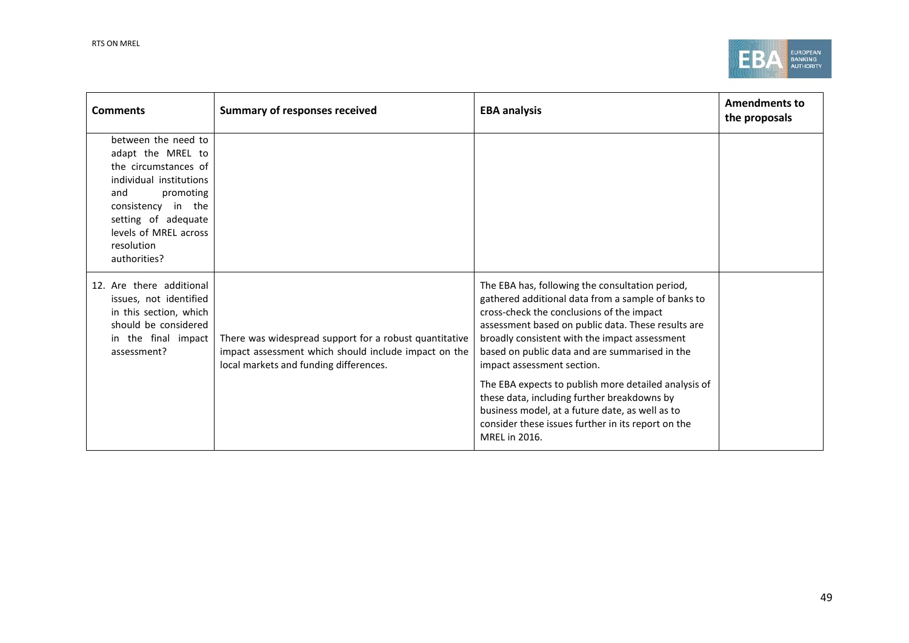| Comments | Summary of responses received | EBA analysis | Amendments to the proposals |
|---|---|---|---|
| between the need to adapt the MREL to the circumstances of individual institutions and promoting consistency in the setting of adequate levels of MREL across resolution authorities? | | | |
| 12. Are there additional issues, not identified in this section, which should be considered in the final impact assessment? | There was widespread support for a robust quantitative impact assessment which should include impact on the local markets and funding differences. | The EBA has, following the consultation period, gathered additional data from a sample of banks to cross-check the conclusions of the impact assessment based on public data. These results are broadly consistent with the impact assessment based on public data and are summarised in the impact assessment section.<br><br>The EBA expects to publish more detailed analysis of these data, including further breakdowns by business model, at a future date, as well as to consider these issues further in its report on the MREL in 2016. | |